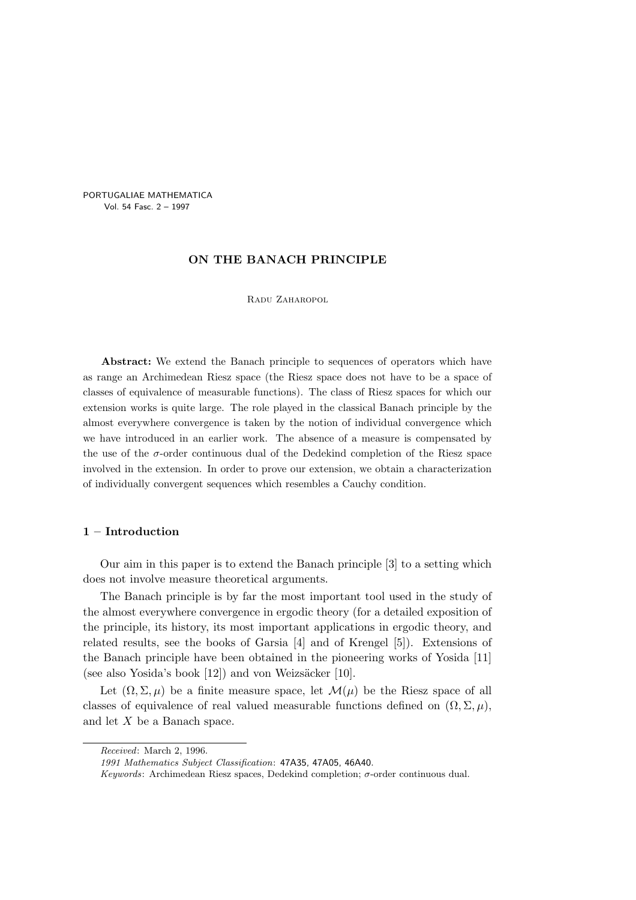# ON THE BANACH PRINCIPLE

RADU ZAHAROPOL

**Abstract:** We extend the Banach principle to sequences of operators which have as range an Archimedean Riesz space (the Riesz space does not have to be a space of classes of equivalence of measurable functions). The class of Riesz spaces for which our extension works is quite large. The role played in the classical Banach principle by the almost everywhere convergence is taken by the notion of individual convergence which we have introduced in an earlier work. The absence of a measure is compensated by the use of the $\sigma$-order continuous dual of the Dedekind completion of the Riesz space involved in the extension. In order to prove our extension, we obtain a characterization of individually convergent sequences which resembles a Cauchy condition.

## 1 – Introduction

Our aim in this paper is to extend the Banach principle [3] to a setting which does not involve measure theoretical arguments.

The Banach principle is by far the most important tool used in the study of the almost everywhere convergence in ergodic theory (for a detailed exposition of the principle, its history, its most important applications in ergodic theory, and related results, see the books of Garsia [4] and of Krengel [5]). Extensions of the Banach principle have been obtained in the pioneering works of Yosida [11] (see also Yosida's book [12]) and von Weizsäcker [10].

Let $(\Omega, \Sigma, \mu)$ be a finite measure space, let $\mathcal{M}(\mu)$ be the Riesz space of all classes of equivalence of real valued measurable functions defined on $(\Omega, \Sigma, \mu)$, and let $X$ be a Banach space.

---

*Received*: March 2, 1996.

*1991 Mathematics Subject Classification*: 47A35, 47A05, 46A40.

*Keywords*: Archimedean Riesz spaces, Dedekind completion; $\sigma$-order continuous dual.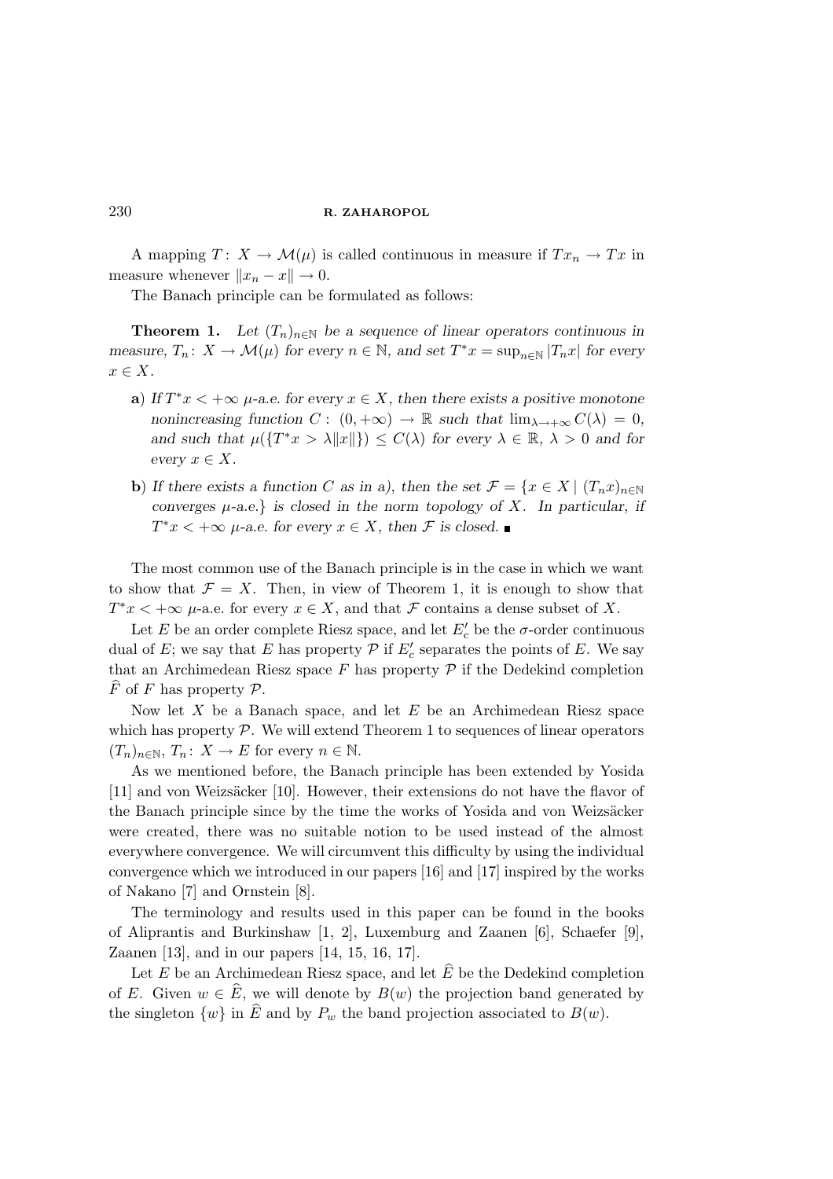A mapping $T\colon X \to \mathcal{M}(\mu)$ is called continuous in measure if $Tx_n \to Tx$ in measure whenever $\|x_n - x\| \to 0$.

The Banach principle can be formulated as follows:

**Theorem 1.** *Let $(T_n)_{n\in\mathbb{N}}$ be a sequence of linear operators continuous in measure, $T_n\colon X \to \mathcal{M}(\mu)$ for every $n \in \mathbb{N}$, and set $T^*x = \sup_{n\in\mathbb{N}} |T_n x|$ for every $x \in X$.*

- **a**) *If $T^*x < +\infty$ $\mu$-a.e. for every $x \in X$, then there exists a positive monotone nonincreasing function $C:\ (0, +\infty) \to \mathbb{R}$ such that $\lim_{\lambda\to+\infty} C(\lambda) = 0$, and such that $\mu(\{T^*x > \lambda\|x\|\}) \leq C(\lambda)$ for every $\lambda \in \mathbb{R}$, $\lambda > 0$ and for every $x \in X$.*
- **b**) *If there exists a function $C$ as in a), then the set $\mathcal{F} = \{x \in X \mid (T_n x)_{n\in\mathbb{N}}$ converges $\mu$-a.e.$\}$ is closed in the norm topology of $X$. In particular, if $T^*x < +\infty$ $\mu$-a.e. for every $x \in X$, then $\mathcal{F}$ is closed.* ∎

The most common use of the Banach principle is in the case in which we want to show that $\mathcal{F} = X$. Then, in view of Theorem 1, it is enough to show that $T^*x < +\infty$ $\mu$-a.e. for every $x \in X$, and that $\mathcal{F}$ contains a dense subset of $X$.

Let $E$ be an order complete Riesz space, and let $E'_c$ be the $\sigma$-order continuous dual of $E$; we say that $E$ has property $\mathcal{P}$ if $E'_c$ separates the points of $E$. We say that an Archimedean Riesz space $F$ has property $\mathcal{P}$ if the Dedekind completion $\widehat{F}$ of $F$ has property $\mathcal{P}$.

Now let $X$ be a Banach space, and let $E$ be an Archimedean Riesz space which has property $\mathcal{P}$. We will extend Theorem 1 to sequences of linear operators $(T_n)_{n\in\mathbb{N}}$, $T_n\colon X \to E$ for every $n \in \mathbb{N}$.

As we mentioned before, the Banach principle has been extended by Yosida [11] and von Weizsäcker [10]. However, their extensions do not have the flavor of the Banach principle since by the time the works of Yosida and von Weizsäcker were created, there was no suitable notion to be used instead of the almost everywhere convergence. We will circumvent this difficulty by using the individual convergence which we introduced in our papers [16] and [17] inspired by the works of Nakano [7] and Ornstein [8].

The terminology and results used in this paper can be found in the books of Aliprantis and Burkinshaw [1, 2], Luxemburg and Zaanen [6], Schaefer [9], Zaanen [13], and in our papers [14, 15, 16, 17].

Let $E$ be an Archimedean Riesz space, and let $\widehat{E}$ be the Dedekind completion of $E$. Given $w \in \widehat{E}$, we will denote by $B(w)$ the projection band generated by the singleton $\{w\}$ in $\widehat{E}$ and by $P_w$ the band projection associated to $B(w)$.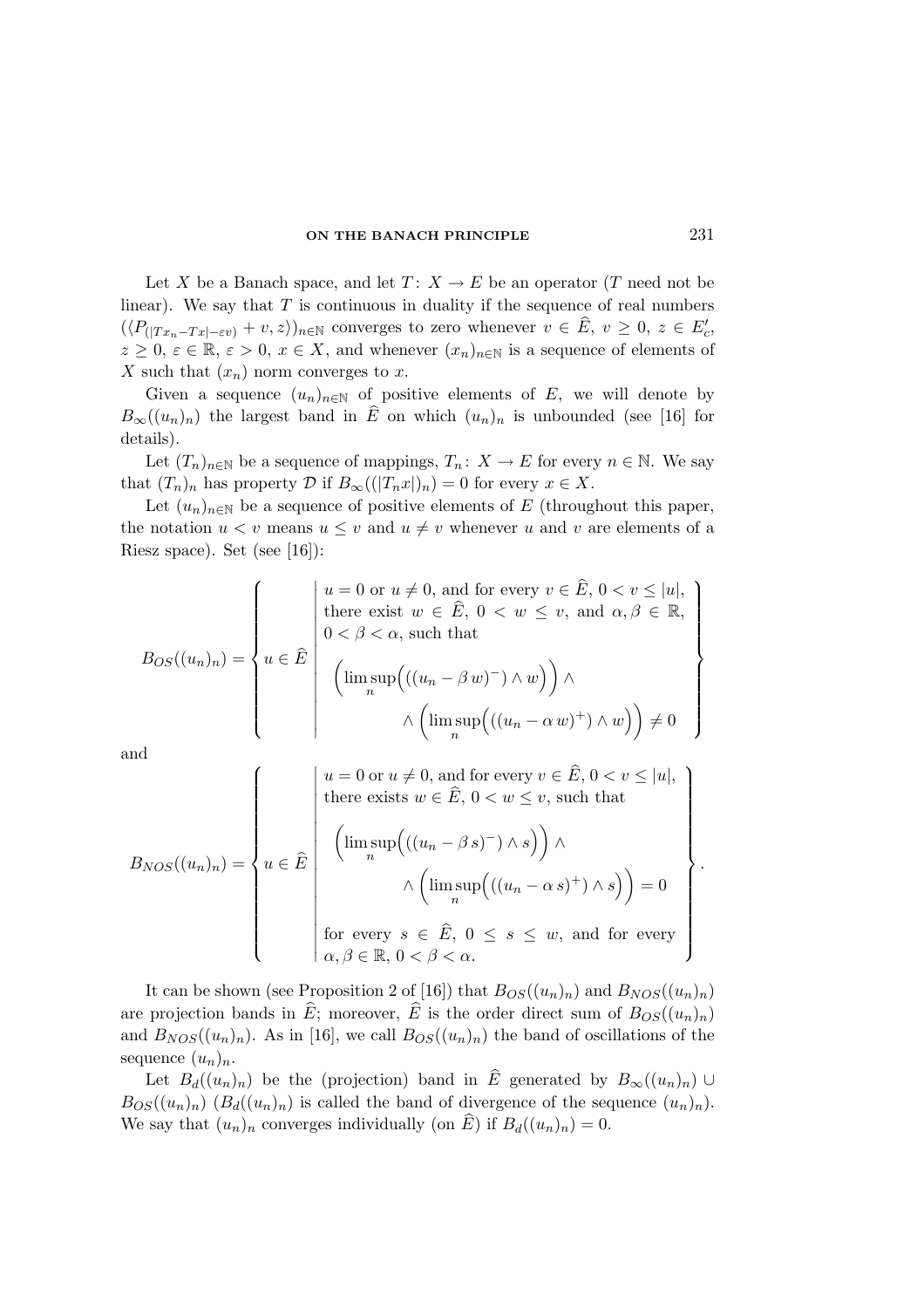Let $X$ be a Banach space, and let $T\colon X \to E$ be an operator ($T$ need not be linear). We say that $T$ is continuous in duality if the sequence of real numbers $(\langle P_{(|Tx_n - Tx| - \varepsilon v)} + v, z\rangle)_{n\in\mathbb{N}}$ converges to zero whenever $v \in \widehat{E}$, $v \geq 0$, $z \in E'_c$, $z \geq 0$, $\varepsilon \in \mathbb{R}$, $\varepsilon > 0$, $x \in X$, and whenever $(x_n)_{n\in\mathbb{N}}$ is a sequence of elements of $X$ such that $(x_n)$ norm converges to $x$.

Given a sequence $(u_n)_{n\in\mathbb{N}}$ of positive elements of $E$, we will denote by $B_\infty((u_n)_n)$ the largest band in $\widehat{E}$ on which $(u_n)_n$ is unbounded (see [16] for details).

Let $(T_n)_{n\in\mathbb{N}}$ be a sequence of mappings, $T_n\colon X \to E$ for every $n \in \mathbb{N}$. We say that $(T_n)_n$ has property $\mathcal{D}$ if $B_\infty((|T_n x|)_n) = 0$ for every $x \in X$.

Let $(u_n)_{n\in\mathbb{N}}$ be a sequence of positive elements of $E$ (throughout this paper, the notation $u < v$ means $u \leq v$ and $u \neq v$ whenever $u$ and $v$ are elements of a Riesz space). Set (see [16]):

$$
B_{OS}((u_n)_n) = \left\{ u \in \widehat{E} \;\middle|\; \begin{array}{l} u = 0 \text{ or } u \neq 0, \text{ and for every } v \in \widehat{E},\ 0 < v \leq |u|, \\ \text{there exist } w \in \widehat{E},\ 0 < w \leq v, \text{ and } \alpha, \beta \in \mathbb{R}, \\ 0 < \beta < \alpha, \text{ such that} \\ \left(\limsup_n \Big(((u_n - \beta\, w)^-) \wedge w\Big)\right) \wedge \\ \qquad\qquad \wedge \left(\limsup_n \Big(((u_n - \alpha\, w)^+) \wedge w\Big)\right) \neq 0 \end{array} \right\}
$$

and

$$
B_{NOS}((u_n)_n) = \left\{ u \in \widehat{E} \;\middle|\; \begin{array}{l} u = 0 \text{ or } u \neq 0, \text{ and for every } v \in \widehat{E},\ 0 < v \leq |u|, \\ \text{there exists } w \in \widehat{E},\ 0 < w \leq v, \text{ such that} \\ \left(\limsup_n \Big(((u_n - \beta\, s)^-) \wedge s\Big)\right) \wedge \\ \qquad\qquad \wedge \left(\limsup_n \Big(((u_n - \alpha\, s)^+) \wedge s\Big)\right) = 0 \\ \text{for every } s \in \widehat{E},\ 0 \leq s \leq w, \text{ and for every} \\ \alpha, \beta \in \mathbb{R},\ 0 < \beta < \alpha. \end{array} \right\}.
$$

It can be shown (see Proposition 2 of [16]) that $B_{OS}((u_n)_n)$ and $B_{NOS}((u_n)_n)$ are projection bands in $\widehat{E}$; moreover, $\widehat{E}$ is the order direct sum of $B_{OS}((u_n)_n)$ and $B_{NOS}((u_n)_n)$. As in [16], we call $B_{OS}((u_n)_n)$ the band of oscillations of the sequence $(u_n)_n$.

Let $B_d((u_n)_n)$ be the (projection) band in $\widehat{E}$ generated by $B_\infty((u_n)_n) \cup B_{OS}((u_n)_n)$ ($B_d((u_n)_n)$ is called the band of divergence of the sequence $(u_n)_n$). We say that $(u_n)_n$ converges individually (on $\widehat{E}$) if $B_d((u_n)_n) = 0$.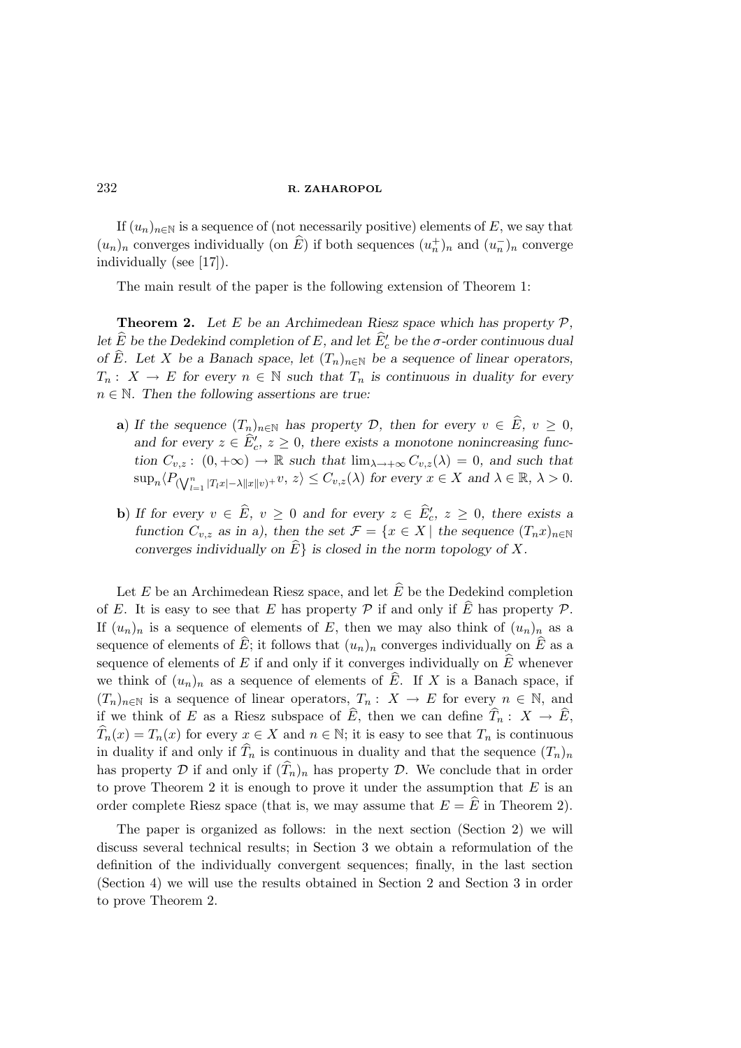If $(u_n)_{n\in\mathbb{N}}$ is a sequence of (not necessarily positive) elements of $E$, we say that $(u_n)_n$ converges individually (on $\widehat{E}$) if both sequences $(u_n^+)_n$ and $(u_n^-)_n$ converge individually (see [17]).

The main result of the paper is the following extension of Theorem 1:

**Theorem 2.** *Let $E$ be an Archimedean Riesz space which has property $\mathcal{P}$, let $\widehat{E}$ be the Dedekind completion of $E$, and let $\widehat{E}'_c$ be the $\sigma$-order continuous dual of $\widehat{E}$. Let $X$ be a Banach space, let $(T_n)_{n\in\mathbb{N}}$ be a sequence of linear operators, $T_n : X \to E$ for every $n \in \mathbb{N}$ such that $T_n$ is continuous in duality for every $n \in \mathbb{N}$. Then the following assertions are true:*

- **a)** *If the sequence $(T_n)_{n\in\mathbb{N}}$ has property $\mathcal{D}$, then for every $v \in \widehat{E}$, $v \geq 0$, and for every $z \in \widehat{E}'_c$, $z \geq 0$, there exists a monotone nonincreasing function $C_{v,z} : (0, +\infty) \to \mathbb{R}$ such that $\lim_{\lambda\to+\infty} C_{v,z}(\lambda) = 0$, and such that $\sup_n \langle P_{(\bigvee_{l=1}^n |T_l x| - \lambda \|x\| v)^+} v,\, z\rangle \leq C_{v,z}(\lambda)$ for every $x \in X$ and $\lambda \in \mathbb{R}$, $\lambda > 0$.*
- **b)** *If for every $v \in \widehat{E}$, $v \geq 0$ and for every $z \in \widehat{E}'_c$, $z \geq 0$, there exists a function $C_{v,z}$ as in a), then the set $\mathcal{F} = \{x \in X \mid \text{the sequence } (T_n x)_{n\in\mathbb{N}} \text{ converges individually on } \widehat{E}\}$ is closed in the norm topology of $X$.*

Let $E$ be an Archimedean Riesz space, and let $\widehat{E}$ be the Dedekind completion of $E$. It is easy to see that $E$ has property $\mathcal{P}$ if and only if $\widehat{E}$ has property $\mathcal{P}$. If $(u_n)_n$ is a sequence of elements of $E$, then we may also think of $(u_n)_n$ as a sequence of elements of $\widehat{E}$; it follows that $(u_n)_n$ converges individually on $\widehat{E}$ as a sequence of elements of $E$ if and only if it converges individually on $\widehat{E}$ whenever we think of $(u_n)_n$ as a sequence of elements of $\widehat{E}$. If $X$ is a Banach space, if $(T_n)_{n\in\mathbb{N}}$ is a sequence of linear operators, $T_n : X \to E$ for every $n \in \mathbb{N}$, and if we think of $E$ as a Riesz subspace of $\widehat{E}$, then we can define $\widehat{T}_n : X \to \widehat{E}$, $\widehat{T}_n(x) = T_n(x)$ for every $x \in X$ and $n \in \mathbb{N}$; it is easy to see that $T_n$ is continuous in duality if and only if $\widehat{T}_n$ is continuous in duality and that the sequence $(T_n)_n$ has property $\mathcal{D}$ if and only if $(\widehat{T}_n)_n$ has property $\mathcal{D}$. We conclude that in order to prove Theorem 2 it is enough to prove it under the assumption that $E$ is an order complete Riesz space (that is, we may assume that $E = \widehat{E}$ in Theorem 2).

The paper is organized as follows: in the next section (Section 2) we will discuss several technical results; in Section 3 we obtain a reformulation of the definition of the individually convergent sequences; finally, in the last section (Section 4) we will use the results obtained in Section 2 and Section 3 in order to prove Theorem 2.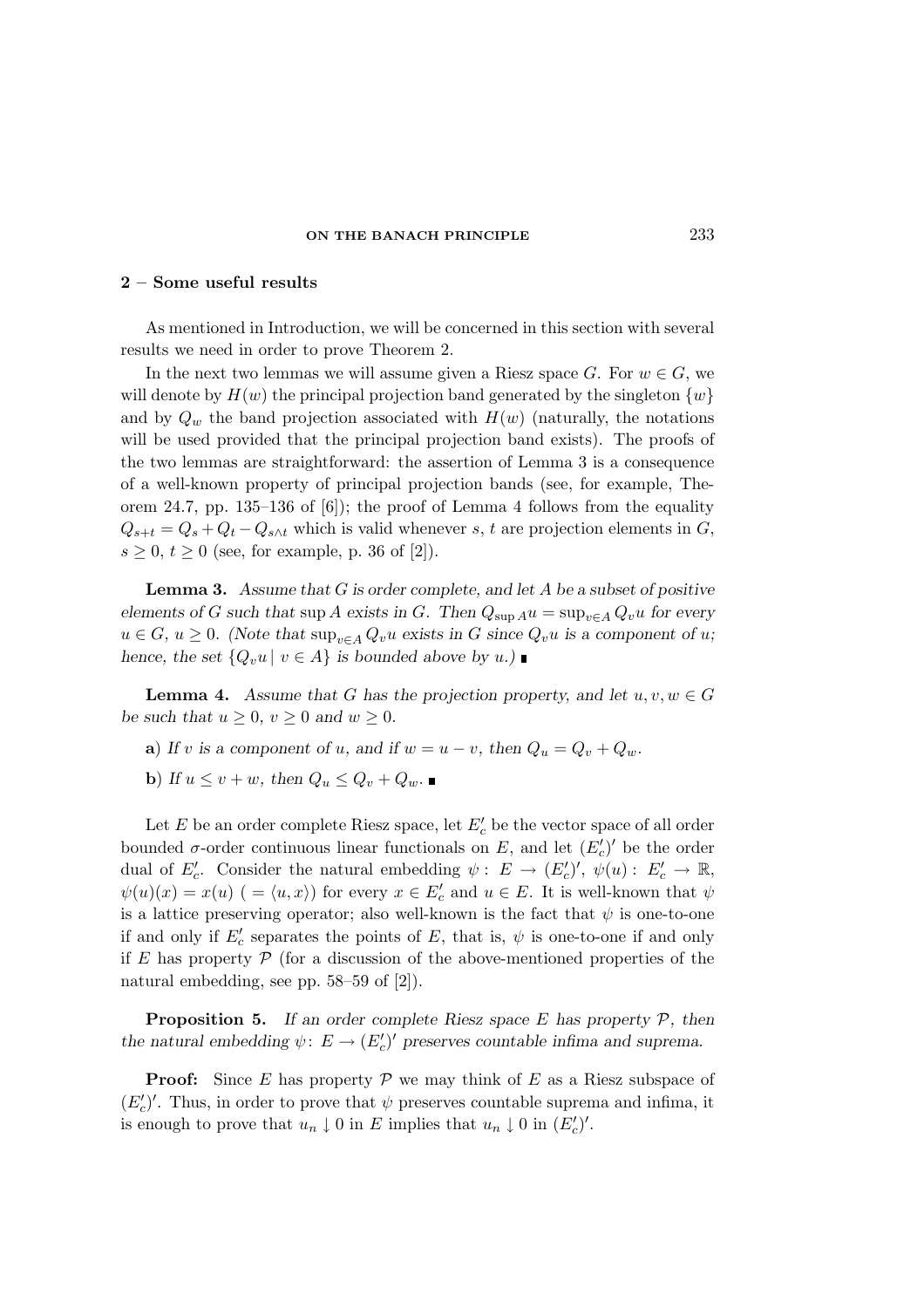## 2 – Some useful results

As mentioned in Introduction, we will be concerned in this section with several results we need in order to prove Theorem 2.

In the next two lemmas we will assume given a Riesz space $G$. For $w \in G$, we will denote by $H(w)$ the principal projection band generated by the singleton $\{w\}$ and by $Q_w$ the band projection associated with $H(w)$ (naturally, the notations will be used provided that the principal projection band exists). The proofs of the two lemmas are straightforward: the assertion of Lemma 3 is a consequence of a well-known property of principal projection bands (see, for example, Theorem 24.7, pp. 135–136 of [6]); the proof of Lemma 4 follows from the equality $Q_{s+t} = Q_s + Q_t - Q_{s \wedge t}$ which is valid whenever $s$, $t$ are projection elements in $G$, $s \geq 0$, $t \geq 0$ (see, for example, p. 36 of [2]).

**Lemma 3.** *Assume that $G$ is order complete, and let $A$ be a subset of positive elements of $G$ such that $\sup A$ exists in $G$. Then $Q_{\sup A} u = \sup_{v \in A} Q_v u$ for every $u \in G$, $u \geq 0$. (Note that $\sup_{v \in A} Q_v u$ exists in $G$ since $Q_v u$ is a component of $u$; hence, the set $\{Q_v u \mid v \in A\}$ is bounded above by $u$.)* ∎

**Lemma 4.** *Assume that $G$ has the projection property, and let $u, v, w \in G$ be such that $u \geq 0$, $v \geq 0$ and $w \geq 0$.*

**a)** *If $v$ is a component of $u$, and if $w = u - v$, then $Q_u = Q_v + Q_w$.*

**b)** *If $u \leq v + w$, then $Q_u \leq Q_v + Q_w$.* ∎

Let $E$ be an order complete Riesz space, let $E'_c$ be the vector space of all order bounded $\sigma$-order continuous linear functionals on $E$, and let $(E'_c)'$ be the order dual of $E'_c$. Consider the natural embedding $\psi: E \to (E'_c)'$, $\psi(u): E'_c \to \mathbb{R}$, $\psi(u)(x) = x(u)$ ( $= \langle u, x \rangle$) for every $x \in E'_c$ and $u \in E$. It is well-known that $\psi$ is a lattice preserving operator; also well-known is the fact that $\psi$ is one-to-one if and only if $E'_c$ separates the points of $E$, that is, $\psi$ is one-to-one if and only if $E$ has property $\mathcal{P}$ (for a discussion of the above-mentioned properties of the natural embedding, see pp. 58–59 of [2]).

**Proposition 5.** *If an order complete Riesz space $E$ has property $\mathcal{P}$, then the natural embedding $\psi: E \to (E'_c)'$ preserves countable infima and suprema.*

**Proof:** Since $E$ has property $\mathcal{P}$ we may think of $E$ as a Riesz subspace of $(E'_c)'$. Thus, in order to prove that $\psi$ preserves countable suprema and infima, it is enough to prove that $u_n \downarrow 0$ in $E$ implies that $u_n \downarrow 0$ in $(E'_c)'$.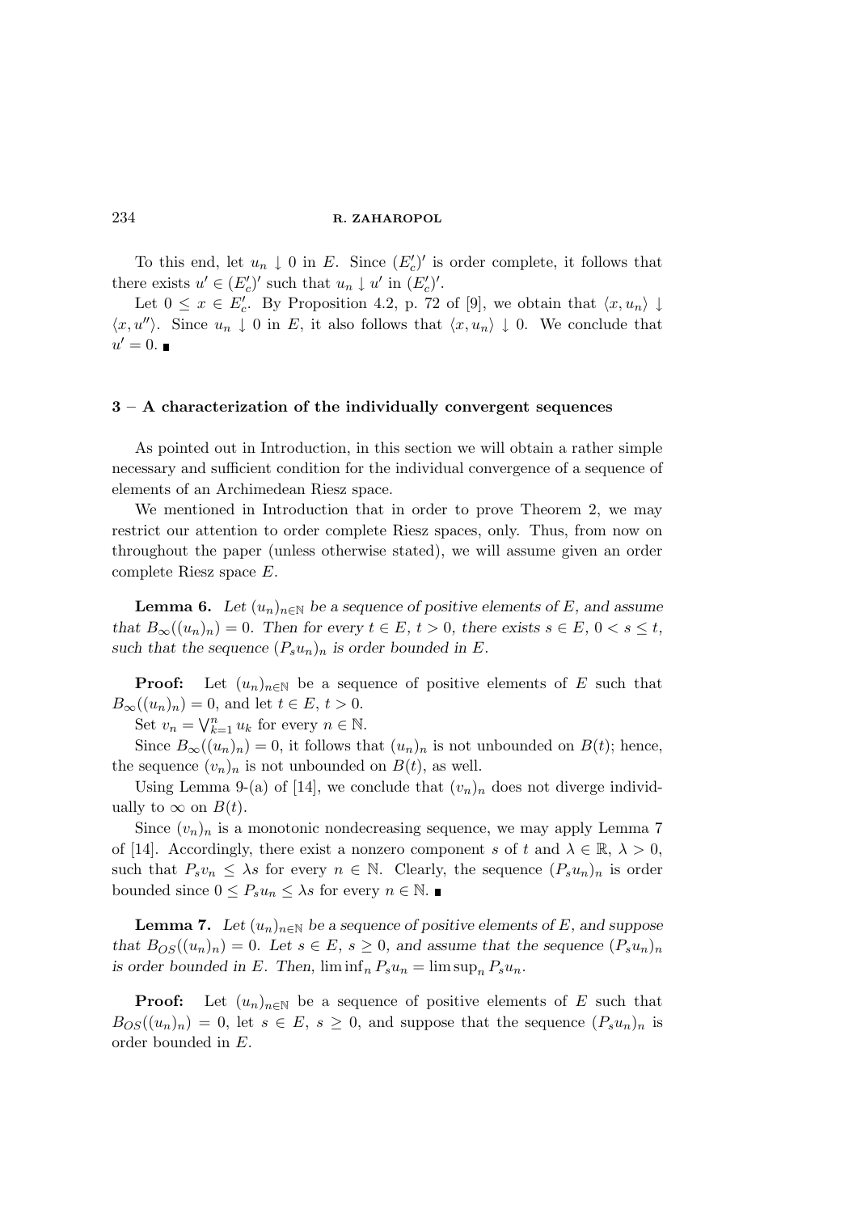To this end, let $u_n \downarrow 0$ in $E$. Since $(E'_c)'$ is order complete, it follows that there exists $u' \in (E'_c)'$ such that $u_n \downarrow u'$ in $(E'_c)'$.

Let $0 \leq x \in E'_c$. By Proposition 4.2, p. 72 of [9], we obtain that $\langle x, u_n \rangle \downarrow \langle x, u'' \rangle$. Since $u_n \downarrow 0$ in $E$, it also follows that $\langle x, u_n \rangle \downarrow 0$. We conclude that $u' = 0$. ∎

## 3 – A characterization of the individually convergent sequences

As pointed out in Introduction, in this section we will obtain a rather simple necessary and sufficient condition for the individual convergence of a sequence of elements of an Archimedean Riesz space.

We mentioned in Introduction that in order to prove Theorem 2, we may restrict our attention to order complete Riesz spaces, only. Thus, from now on throughout the paper (unless otherwise stated), we will assume given an order complete Riesz space $E$.

**Lemma 6.** *Let $(u_n)_{n \in \mathbb{N}}$ be a sequence of positive elements of $E$, and assume that $B_\infty((u_n)_n) = 0$. Then for every $t \in E$, $t > 0$, there exists $s \in E$, $0 < s \leq t$, such that the sequence $(P_s u_n)_n$ is order bounded in $E$.*

**Proof:** Let $(u_n)_{n \in \mathbb{N}}$ be a sequence of positive elements of $E$ such that $B_\infty((u_n)_n) = 0$, and let $t \in E$, $t > 0$.

Set $v_n = \bigvee_{k=1}^{n} u_k$ for every $n \in \mathbb{N}$.

Since $B_\infty((u_n)_n) = 0$, it follows that $(u_n)_n$ is not unbounded on $B(t)$; hence, the sequence $(v_n)_n$ is not unbounded on $B(t)$, as well.

Using Lemma 9-(a) of [14], we conclude that $(v_n)_n$ does not diverge individually to $\infty$ on $B(t)$.

Since $(v_n)_n$ is a monotonic nondecreasing sequence, we may apply Lemma 7 of [14]. Accordingly, there exist a nonzero component $s$ of $t$ and $\lambda \in \mathbb{R}$, $\lambda > 0$, such that $P_s v_n \leq \lambda s$ for every $n \in \mathbb{N}$. Clearly, the sequence $(P_s u_n)_n$ is order bounded since $0 \leq P_s u_n \leq \lambda s$ for every $n \in \mathbb{N}$. ∎

**Lemma 7.** *Let $(u_n)_{n \in \mathbb{N}}$ be a sequence of positive elements of $E$, and suppose that $B_{OS}((u_n)_n) = 0$. Let $s \in E$, $s \geq 0$, and assume that the sequence $(P_s u_n)_n$ is order bounded in $E$. Then, $\liminf_n P_s u_n = \limsup_n P_s u_n$.*

**Proof:** Let $(u_n)_{n \in \mathbb{N}}$ be a sequence of positive elements of $E$ such that $B_{OS}((u_n)_n) = 0$, let $s \in E$, $s \geq 0$, and suppose that the sequence $(P_s u_n)_n$ is order bounded in $E$.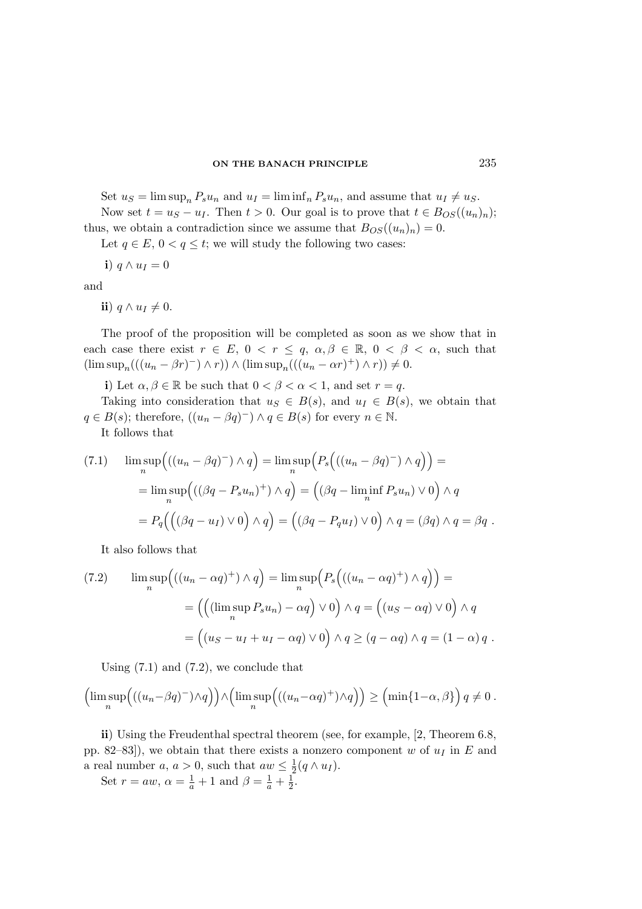Set $u_S = \limsup_n P_s u_n$ and $u_I = \liminf_n P_s u_n$, and assume that $u_I \neq u_S$.

Now set $t = u_S - u_I$. Then $t > 0$. Our goal is to prove that $t \in B_{OS}((u_n)_n)$; thus, we obtain a contradiction since we assume that $B_{OS}((u_n)_n) = 0$.

Let $q \in E$, $0 < q \leq t$; we will study the following two cases:

**i**) $q \wedge u_I = 0$

and

**ii**) $q \wedge u_I \neq 0$.

The proof of the proposition will be completed as soon as we show that in each case there exist $r \in E$, $0 < r \leq q$, $\alpha, \beta \in \mathbb{R}$, $0 < \beta < \alpha$, such that $(\limsup_n(((u_n - \beta r)^-) \wedge r)) \wedge (\limsup_n(((u_n - \alpha r)^+) \wedge r)) \neq 0$.

**i**) Let $\alpha, \beta \in \mathbb{R}$ be such that $0 < \beta < \alpha < 1$, and set $r = q$.

Taking into consideration that $u_S \in B(s)$, and $u_I \in B(s)$, we obtain that $q \in B(s)$; therefore, $((u_n - \beta q)^-) \wedge q \in B(s)$ for every $n \in \mathbb{N}$.

It follows that

$$
\begin{aligned}
(7.1) \qquad \limsup_n\Big(((u_n - \beta q)^-) \wedge q\Big) &= \limsup_n\Big(P_s\Big(((u_n - \beta q)^-) \wedge q\Big)\Big) = \\
&= \limsup_n\Big(((\beta q - P_s u_n)^+) \wedge q\Big) = \Big((\beta q - \liminf_n P_s u_n) \vee 0\Big) \wedge q \\
&= P_q\Big(\Big((\beta q - u_I) \vee 0\Big) \wedge q\Big) = \Big((\beta q - P_q u_I) \vee 0\Big) \wedge q = (\beta q) \wedge q = \beta q \,.
\end{aligned}
$$

It also follows that

$$
\begin{aligned}
(7.2) \qquad \limsup_n\Big(((u_n - \alpha q)^+) \wedge q\Big) &= \limsup_n\Big(P_s\Big(((u_n - \alpha q)^+) \wedge q\Big)\Big) = \\
&= \Big(\Big((\limsup_n P_s u_n) - \alpha q\Big) \vee 0\Big) \wedge q = \Big((u_S - \alpha q) \vee 0\Big) \wedge q \\
&= \Big((u_S - u_I + u_I - \alpha q) \vee 0\Big) \wedge q \geq (q - \alpha q) \wedge q = (1 - \alpha)\, q \,.
\end{aligned}
$$

Using (7.1) and (7.2), we conclude that

$$
\Big(\limsup_n\Big(((u_n - \beta q)^-) \wedge q\Big)\Big) \wedge \Big(\limsup_n\Big(((u_n - \alpha q)^+) \wedge q\Big)\Big) \geq \Big(\min\{1 - \alpha, \beta\}\Big)\, q \neq 0 \,.
$$

**ii**) Using the Freudenthal spectral theorem (see, for example, [2, Theorem 6.8, pp. 82–83]), we obtain that there exists a nonzero component $w$ of $u_I$ in $E$ and a real number $a$, $a > 0$, such that $aw \leq \frac{1}{2}(q \wedge u_I)$.

Set $r = aw$, $\alpha = \frac{1}{a} + 1$ and $\beta = \frac{1}{a} + \frac{1}{2}$.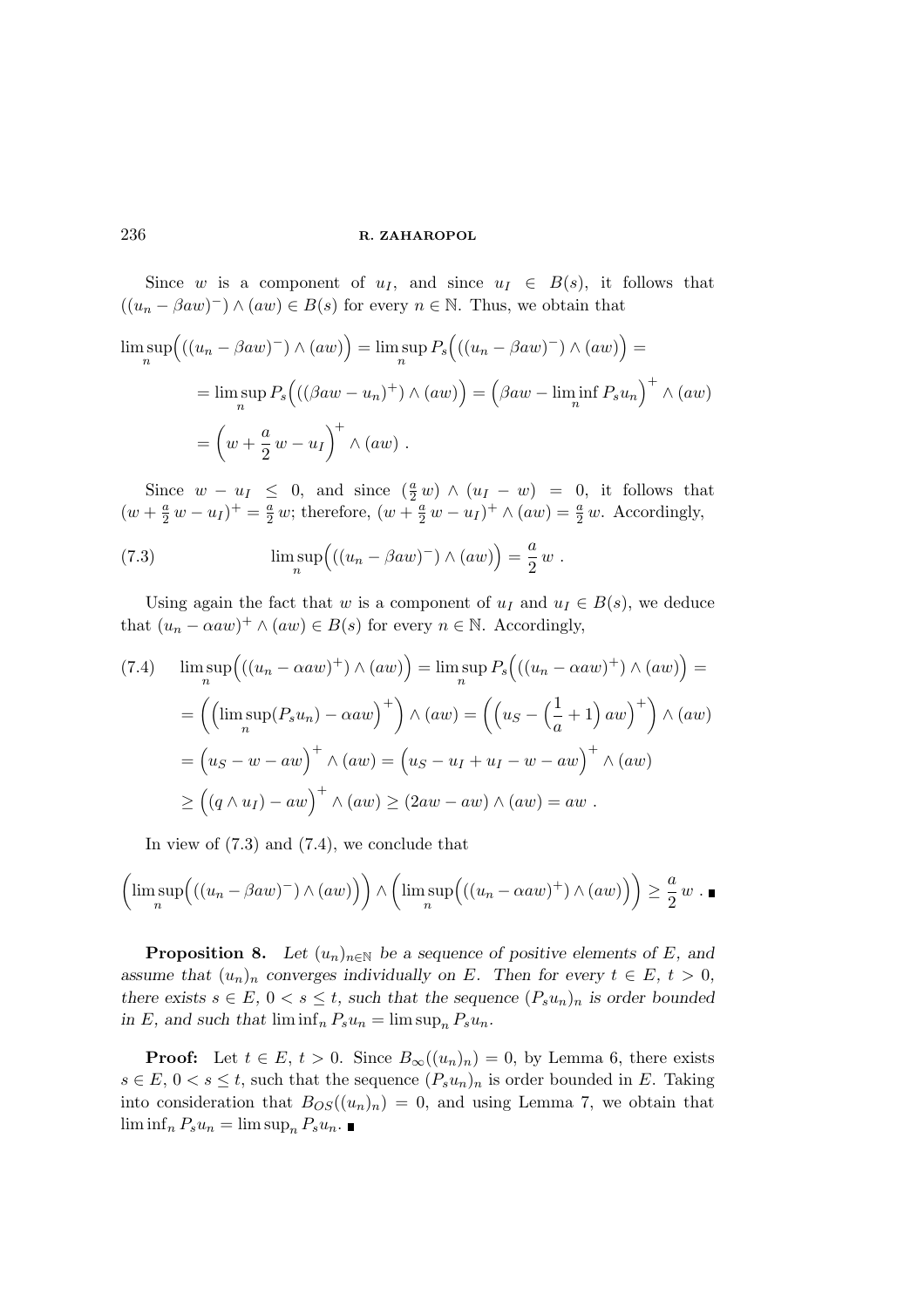Since $w$ is a component of $u_I$, and since $u_I \in B(s)$, it follows that $((u_n - \beta aw)^-) \wedge (aw) \in B(s)$ for every $n \in \mathbb{N}$. Thus, we obtain that

$$\limsup_n \Big( ((u_n - \beta aw)^-) \wedge (aw) \Big) = \limsup_n P_s \Big( ((u_n - \beta aw)^-) \wedge (aw) \Big) =$$

$$= \limsup_n P_s \Big( ((\beta aw - u_n)^+) \wedge (aw) \Big) = \Big( \beta aw - \liminf_n P_s u_n \Big)^+ \wedge (aw)$$

$$= \Big( w + \frac{a}{2}\, w - u_I \Big)^+ \wedge (aw) \ .$$

Since $w - u_I \leq 0$, and since $(\frac{a}{2}\, w) \wedge (u_I - w) = 0$, it follows that $(w + \frac{a}{2}\, w - u_I)^+ = \frac{a}{2}\, w$; therefore, $(w + \frac{a}{2}\, w - u_I)^+ \wedge (aw) = \frac{a}{2}\, w$. Accordingly,

$$\limsup_n \Big( ((u_n - \beta aw)^-) \wedge (aw) \Big) = \frac{a}{2}\, w \ . \tag{7.3}$$

Using again the fact that $w$ is a component of $u_I$ and $u_I \in B(s)$, we deduce that $(u_n - \alpha aw)^+ \wedge (aw) \in B(s)$ for every $n \in \mathbb{N}$. Accordingly,

$$\begin{aligned}
\limsup_n \Big( ((u_n - \alpha aw)^+) \wedge (aw) \Big) &= \limsup_n P_s \Big( ((u_n - \alpha aw)^+) \wedge (aw) \Big) = \\
&= \Big( \Big( \limsup_n (P_s u_n) - \alpha aw \Big)^+ \Big) \wedge (aw) = \Big( \Big( u_S - \Big(\frac{1}{a} + 1\Big)\, aw \Big)^+ \Big) \wedge (aw) \\
&= \Big( u_S - w - aw \Big)^+ \wedge (aw) = \Big( u_S - u_I + u_I - w - aw \Big)^+ \wedge (aw) \\
&\geq \Big( (q \wedge u_I) - aw \Big)^+ \wedge (aw) \geq (2aw - aw) \wedge (aw) = aw \ .
\end{aligned} \tag{7.4}$$

In view of (7.3) and (7.4), we conclude that

$$\Big( \limsup_n \Big( ((u_n - \beta aw)^-) \wedge (aw) \Big) \Big) \wedge \Big( \limsup_n \Big( ((u_n - \alpha aw)^+) \wedge (aw) \Big) \Big) \geq \frac{a}{2}\, w \ . \ \blacksquare$$

**Proposition 8.** *Let $(u_n)_{n \in \mathbb{N}}$ be a sequence of positive elements of $E$, and assume that $(u_n)_n$ converges individually on $E$. Then for every $t \in E$, $t > 0$, there exists $s \in E$, $0 < s \leq t$, such that the sequence $(P_s u_n)_n$ is order bounded in $E$, and such that $\liminf_n P_s u_n = \limsup_n P_s u_n$.*

**Proof:** Let $t \in E$, $t > 0$. Since $B_\infty((u_n)_n) = 0$, by Lemma 6, there exists $s \in E$, $0 < s \leq t$, such that the sequence $(P_s u_n)_n$ is order bounded in $E$. Taking into consideration that $B_{OS}((u_n)_n) = 0$, and using Lemma 7, we obtain that $\liminf_n P_s u_n = \limsup_n P_s u_n$. $\blacksquare$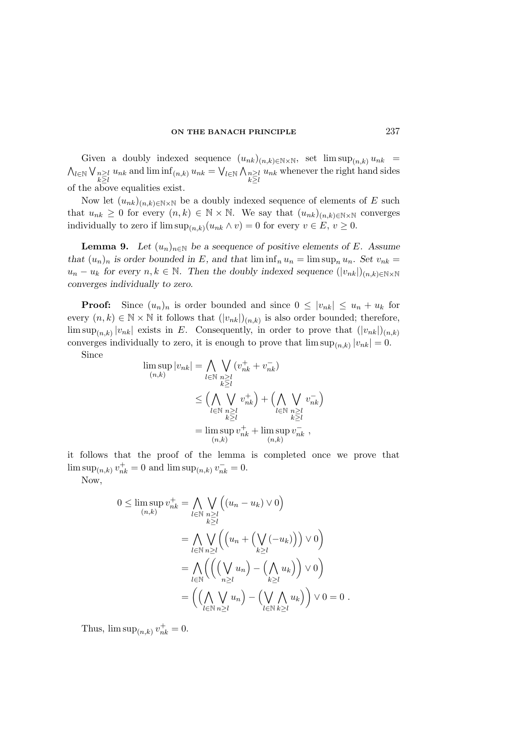Given a doubly indexed sequence $(u_{nk})_{(n,k)\in\mathbb{N}\times\mathbb{N}}$, set $\limsup_{(n,k)} u_{nk} = \bigwedge_{l\in\mathbb{N}} \bigvee_{\substack{n\geq l\\ k\geq l}} u_{nk}$ and $\liminf_{(n,k)} u_{nk} = \bigvee_{l\in\mathbb{N}} \bigwedge_{\substack{n\geq l\\ k\geq l}} u_{nk}$ whenever the right hand sides of the above equalities exist.

Now let $(u_{nk})_{(n,k)\in\mathbb{N}\times\mathbb{N}}$ be a doubly indexed sequence of elements of $E$ such that $u_{nk} \geq 0$ for every $(n,k) \in \mathbb{N}\times\mathbb{N}$. We say that $(u_{nk})_{(n,k)\in\mathbb{N}\times\mathbb{N}}$ converges individually to zero if $\limsup_{(n,k)}(u_{nk} \wedge v) = 0$ for every $v \in E$, $v \geq 0$.

**Lemma 9.** *Let $(u_n)_{n\in\mathbb{N}}$ be a seequence of positive elements of $E$. Assume that $(u_n)_n$ is order bounded in $E$, and that $\liminf_n u_n = \limsup_n u_n$. Set $v_{nk} = u_n - u_k$ for every $n, k \in \mathbb{N}$. Then the doubly indexed sequence $(|v_{nk}|)_{(n,k)\in\mathbb{N}\times\mathbb{N}}$ converges individually to zero.*

**Proof:** Since $(u_n)_n$ is order bounded and since $0 \leq |v_{nk}| \leq u_n + u_k$ for every $(n,k) \in \mathbb{N}\times\mathbb{N}$ it follows that $(|v_{nk}|)_{(n,k)}$ is also order bounded; therefore, $\limsup_{(n,k)} |v_{nk}|$ exists in $E$. Consequently, in order to prove that $(|v_{nk}|)_{(n,k)}$ converges individually to zero, it is enough to prove that $\limsup_{(n,k)} |v_{nk}| = 0$.

Since

$$
\begin{aligned}
\limsup_{(n,k)} |v_{nk}| &= \bigwedge_{l\in\mathbb{N}} \bigvee_{\substack{n\geq l\\ k\geq l}} (v_{nk}^{+} + v_{nk}^{-}) \\
&\leq \Big(\bigwedge_{l\in\mathbb{N}} \bigvee_{\substack{n\geq l\\ k\geq l}} v_{nk}^{+}\Big) + \Big(\bigwedge_{l\in\mathbb{N}} \bigvee_{\substack{n\geq l\\ k\geq l}} v_{nk}^{-}\Big) \\
&= \limsup_{(n,k)} v_{nk}^{+} + \limsup_{(n,k)} v_{nk}^{-} \ ,
\end{aligned}
$$

it follows that the proof of the lemma is completed once we prove that $\limsup_{(n,k)} v_{nk}^{+} = 0$ and $\limsup_{(n,k)} v_{nk}^{-} = 0$.

Now,

$$
\begin{aligned}
0 \leq \limsup_{(n,k)} v_{nk}^{+} &= \bigwedge_{l\in\mathbb{N}} \bigvee_{\substack{n\geq l\\ k\geq l}} \Big((u_n - u_k) \vee 0\Big) \\
&= \bigwedge_{l\in\mathbb{N}} \bigvee_{n\geq l} \Big(\Big(u_n + \Big(\bigvee_{k\geq l} (-u_k)\Big)\Big) \vee 0\Big) \\
&= \bigwedge_{l\in\mathbb{N}} \Big(\Big(\Big(\bigvee_{n\geq l} u_n\Big) - \Big(\bigwedge_{k\geq l} u_k\Big)\Big) \vee 0\Big) \\
&= \Big(\Big(\bigwedge_{l\in\mathbb{N}} \bigvee_{n\geq l} u_n\Big) - \Big(\bigvee_{l\in\mathbb{N}} \bigwedge_{k\geq l} u_k\Big)\Big) \vee 0 = 0 \ .
\end{aligned}
$$

Thus, $\limsup_{(n,k)} v_{nk}^{+} = 0$.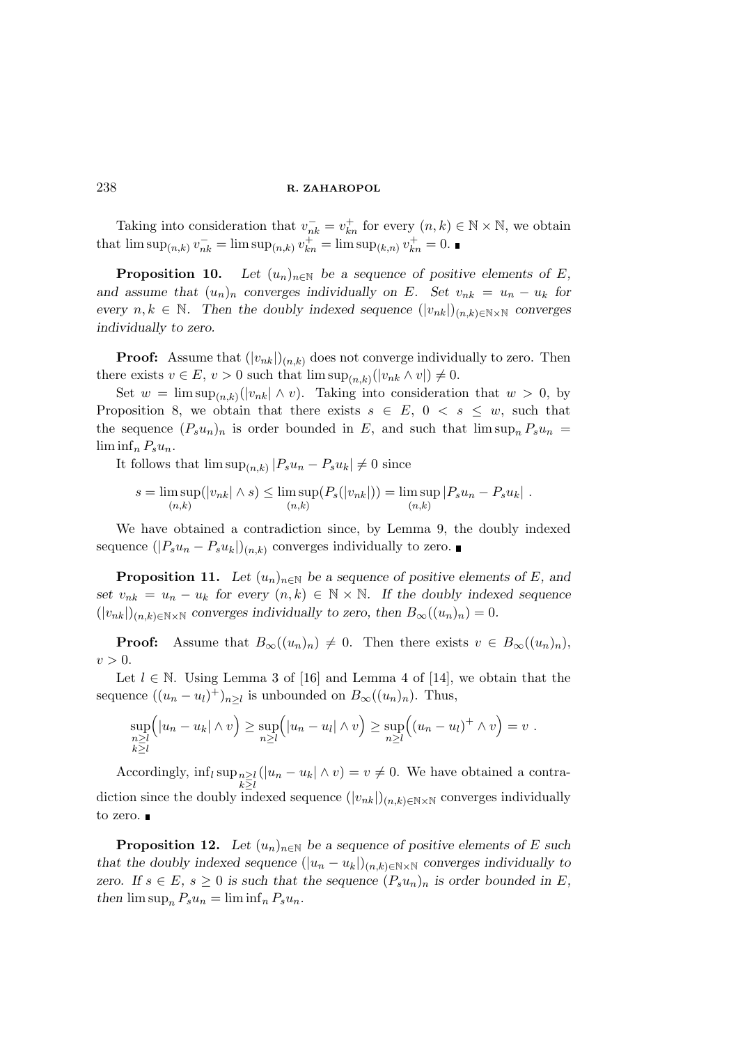Taking into consideration that $v^-_{nk} = v^+_{kn}$ for every $(n,k) \in \mathbb{N} \times \mathbb{N}$, we obtain that $\limsup_{(n,k)} v^-_{nk} = \limsup_{(n,k)} v^+_{kn} = \limsup_{(k,n)} v^+_{kn} = 0$. ∎

**Proposition 10.** *Let $(u_n)_{n \in \mathbb{N}}$ be a sequence of positive elements of $E$, and assume that $(u_n)_n$ converges individually on $E$. Set $v_{nk} = u_n - u_k$ for every $n, k \in \mathbb{N}$. Then the doubly indexed sequence $(|v_{nk}|)_{(n,k) \in \mathbb{N} \times \mathbb{N}}$ converges individually to zero.*

**Proof:** Assume that $(|v_{nk}|)_{(n,k)}$ does not converge individually to zero. Then there exists $v \in E$, $v > 0$ such that $\limsup_{(n,k)}(|v_{nk} \wedge v|) \neq 0$.

Set $w = \limsup_{(n,k)}(|v_{nk}| \wedge v)$. Taking into consideration that $w > 0$, by Proposition 8, we obtain that there exists $s \in E$, $0 < s \leq w$, such that the sequence $(P_s u_n)_n$ is order bounded in $E$, and such that $\limsup_n P_s u_n = \liminf_n P_s u_n$.

It follows that $\limsup_{(n,k)} |P_s u_n - P_s u_k| \neq 0$ since

$$s = \limsup_{(n,k)}(|v_{nk}| \wedge s) \leq \limsup_{(n,k)}(P_s(|v_{nk}|)) = \limsup_{(n,k)} |P_s u_n - P_s u_k| \; .$$

We have obtained a contradiction since, by Lemma 9, the doubly indexed sequence $(|P_s u_n - P_s u_k|)_{(n,k)}$ converges individually to zero. ∎

**Proposition 11.** *Let $(u_n)_{n \in \mathbb{N}}$ be a sequence of positive elements of $E$, and set $v_{nk} = u_n - u_k$ for every $(n,k) \in \mathbb{N} \times \mathbb{N}$. If the doubly indexed sequence $(|v_{nk}|)_{(n,k) \in \mathbb{N} \times \mathbb{N}}$ converges individually to zero, then $B_\infty((u_n)_n) = 0$.*

**Proof:** Assume that $B_\infty((u_n)_n) \neq 0$. Then there exists $v \in B_\infty((u_n)_n)$, $v > 0$.

Let $l \in \mathbb{N}$. Using Lemma 3 of [16] and Lemma 4 of [14], we obtain that the sequence $((u_n - u_l)^+)_{n \geq l}$ is unbounded on $B_\infty((u_n)_n)$. Thus,

$$\sup_{\substack{n \geq l \\ k \geq l}} \Big(|u_n - u_k| \wedge v\Big) \geq \sup_{n \geq l} \Big(|u_n - u_l| \wedge v\Big) \geq \sup_{n \geq l} \Big((u_n - u_l)^+ \wedge v\Big) = v \; .$$

Accordingly, $\inf_l \sup_{\substack{n \geq l \\ k \geq l}} (|u_n - u_k| \wedge v) = v \neq 0$. We have obtained a contradiction since the doubly indexed sequence $(|v_{nk}|)_{(n,k) \in \mathbb{N} \times \mathbb{N}}$ converges individually to zero. ∎

**Proposition 12.** *Let $(u_n)_{n \in \mathbb{N}}$ be a sequence of positive elements of $E$ such that the doubly indexed sequence $(|u_n - u_k|)_{(n,k) \in \mathbb{N} \times \mathbb{N}}$ converges individually to zero. If $s \in E$, $s \geq 0$ is such that the sequence $(P_s u_n)_n$ is order bounded in $E$, then $\limsup_n P_s u_n = \liminf_n P_s u_n$.*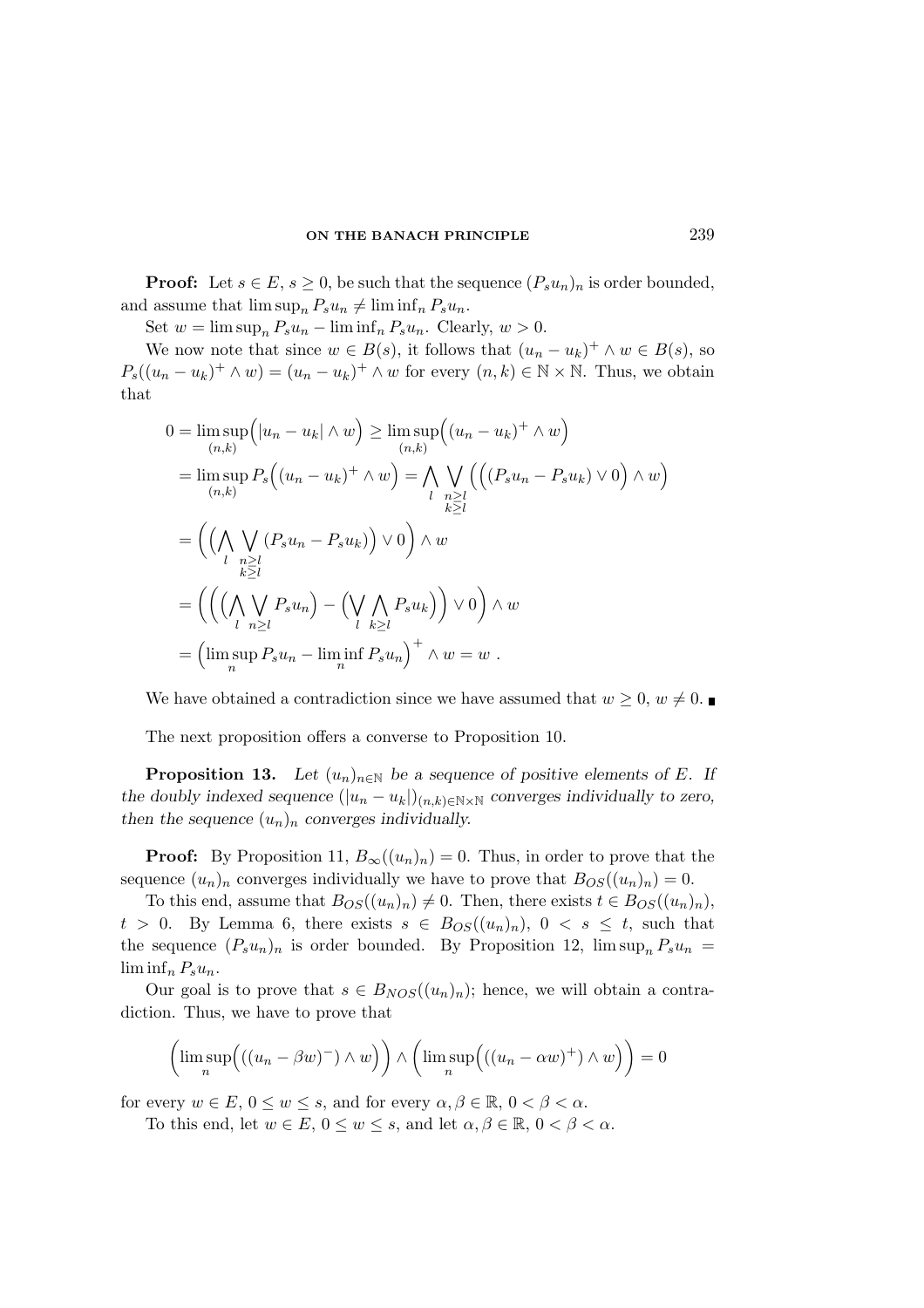**Proof:** Let $s \in E$, $s \geq 0$, be such that the sequence $(P_s u_n)_n$ is order bounded, and assume that $\limsup_n P_s u_n \neq \liminf_n P_s u_n$.

Set $w = \limsup_n P_s u_n - \liminf_n P_s u_n$. Clearly, $w > 0$.

We now note that since $w \in B(s)$, it follows that $(u_n - u_k)^+ \wedge w \in B(s)$, so $P_s((u_n - u_k)^+ \wedge w) = (u_n - u_k)^+ \wedge w$ for every $(n,k) \in \mathbb{N} \times \mathbb{N}$. Thus, we obtain that

$$
\begin{aligned}
0 &= \limsup_{(n,k)} \Big( |u_n - u_k| \wedge w \Big) \geq \limsup_{(n,k)} \Big( (u_n - u_k)^+ \wedge w \Big) \\
&= \limsup_{(n,k)} P_s \Big( (u_n - u_k)^+ \wedge w \Big) = \bigwedge_l \bigvee_{\substack{n \geq l \\ k \geq l}} \Big( \Big( (P_s u_n - P_s u_k) \vee 0 \Big) \wedge w \Big) \\
&= \Big( \Big( \bigwedge_l \bigvee_{\substack{n \geq l \\ k \geq l}} (P_s u_n - P_s u_k) \Big) \vee 0 \Big) \wedge w \\
&= \Big( \Big( \Big( \bigwedge_l \bigvee_{n \geq l} P_s u_n \Big) - \Big( \bigvee_l \bigwedge_{k \geq l} P_s u_k \Big) \Big) \vee 0 \Big) \wedge w \\
&= \Big( \limsup_n P_s u_n - \liminf_n P_s u_n \Big)^+ \wedge w = w \; .
\end{aligned}
$$

We have obtained a contradiction since we have assumed that $w \geq 0$, $w \neq 0$. ∎

The next proposition offers a converse to Proposition 10.

**Proposition 13.** *Let $(u_n)_{n \in \mathbb{N}}$ be a sequence of positive elements of $E$. If the doubly indexed sequence $(|u_n - u_k|)_{(n,k) \in \mathbb{N} \times \mathbb{N}}$ converges individually to zero, then the sequence $(u_n)_n$ converges individually.*

**Proof:** By Proposition 11, $B_\infty((u_n)_n) = 0$. Thus, in order to prove that the sequence $(u_n)_n$ converges individually we have to prove that $B_{OS}((u_n)_n) = 0$.

To this end, assume that $B_{OS}((u_n)_n) \neq 0$. Then, there exists $t \in B_{OS}((u_n)_n)$, $t > 0$. By Lemma 6, there exists $s \in B_{OS}((u_n)_n)$, $0 < s \leq t$, such that the sequence $(P_s u_n)_n$ is order bounded. By Proposition 12, $\limsup_n P_s u_n = \liminf_n P_s u_n$.

Our goal is to prove that $s \in B_{NOS}((u_n)_n)$; hence, we will obtain a contradiction. Thus, we have to prove that

$$
\Big( \limsup_n \Big( ((u_n - \beta w)^-) \wedge w \Big) \Big) \wedge \Big( \limsup_n \Big( ((u_n - \alpha w)^+) \wedge w \Big) \Big) = 0
$$

for every $w \in E$, $0 \leq w \leq s$, and for every $\alpha, \beta \in \mathbb{R}$, $0 < \beta < \alpha$.

To this end, let $w \in E$, $0 \leq w \leq s$, and let $\alpha, \beta \in \mathbb{R}$, $0 < \beta < \alpha$.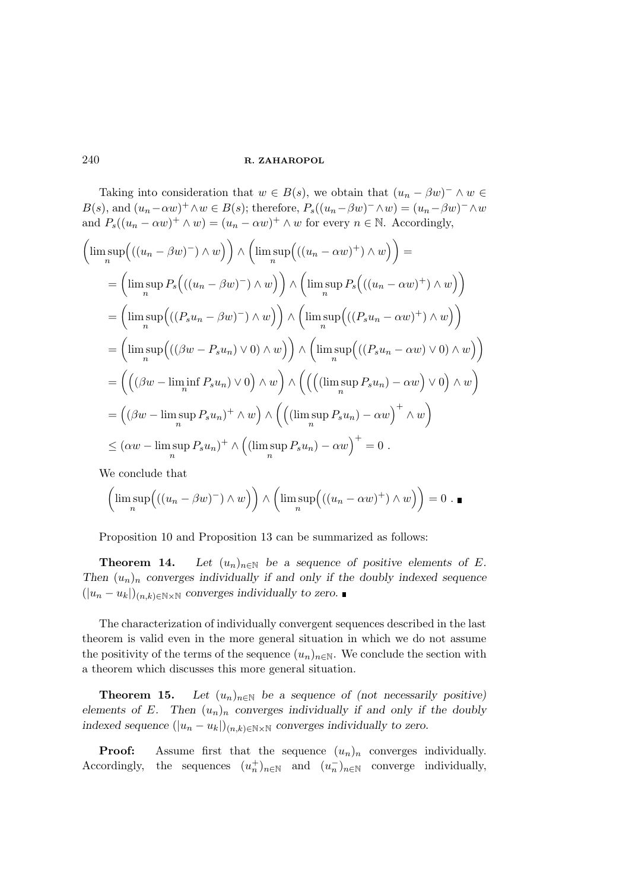Taking into consideration that $w \in B(s)$, we obtain that $(u_n - \beta w)^- \wedge w \in B(s)$, and $(u_n - \alpha w)^+ \wedge w \in B(s)$; therefore, $P_s((u_n - \beta w)^- \wedge w) = (u_n - \beta w)^- \wedge w$ and $P_s((u_n - \alpha w)^+ \wedge w) = (u_n - \alpha w)^+ \wedge w$ for every $n \in \mathbb{N}$. Accordingly,

$$
\begin{aligned}
\Big(\limsup_n \Big(((u_n - \beta w)^-) \wedge w\Big)\Big) &\wedge \Big(\limsup_n \Big(((u_n - \alpha w)^+) \wedge w\Big)\Big) = \\
&= \Big(\limsup_n P_s\Big(((u_n - \beta w)^-) \wedge w\Big)\Big) \wedge \Big(\limsup_n P_s\Big(((u_n - \alpha w)^+) \wedge w\Big)\Big) \\
&= \Big(\limsup_n \Big(((P_s u_n - \beta w)^-) \wedge w\Big)\Big) \wedge \Big(\limsup_n \Big(((P_s u_n - \alpha w)^+) \wedge w\Big)\Big) \\
&= \Big(\limsup_n \Big(((\beta w - P_s u_n) \vee 0) \wedge w\Big)\Big) \wedge \Big(\limsup_n \Big(((P_s u_n - \alpha w) \vee 0) \wedge w\Big)\Big) \\
&= \Big(\Big((\beta w - \liminf_n P_s u_n) \vee 0\Big) \wedge w\Big) \wedge \Big(\Big(\Big((\limsup_n P_s u_n) - \alpha w\Big) \vee 0\Big) \wedge w\Big) \\
&= \Big((\beta w - \limsup_n P_s u_n)^+ \wedge w\Big) \wedge \Big(\Big((\limsup_n P_s u_n) - \alpha w\Big)^+ \wedge w\Big) \\
&\leq (\alpha w - \limsup_n P_s u_n)^+ \wedge \Big((\limsup_n P_s u_n) - \alpha w\Big)^+ = 0 \ .
\end{aligned}
$$

We conclude that

$$
\Big(\limsup_n \Big(((u_n - \beta w)^-) \wedge w\Big)\Big) \wedge \Big(\limsup_n \Big(((u_n - \alpha w)^+) \wedge w\Big)\Big) = 0 \ . \ \blacksquare
$$

Proposition 10 and Proposition 13 can be summarized as follows:

**Theorem 14.** *Let $(u_n)_{n\in\mathbb{N}}$ be a sequence of positive elements of $E$. Then $(u_n)_n$ converges individually if and only if the doubly indexed sequence $(|u_n - u_k|)_{(n,k)\in\mathbb{N}\times\mathbb{N}}$ converges individually to zero.* $\blacksquare$

The characterization of individually convergent sequences described in the last theorem is valid even in the more general situation in which we do not assume the positivity of the terms of the sequence $(u_n)_{n\in\mathbb{N}}$. We conclude the section with a theorem which discusses this more general situation.

**Theorem 15.** *Let $(u_n)_{n\in\mathbb{N}}$ be a sequence of (not necessarily positive) elements of $E$. Then $(u_n)_n$ converges individually if and only if the doubly indexed sequence $(|u_n - u_k|)_{(n,k)\in\mathbb{N}\times\mathbb{N}}$ converges individually to zero.*

**Proof:** Assume first that the sequence $(u_n)_n$ converges individually. Accordingly, the sequences $(u_n^+)_{n\in\mathbb{N}}$ and $(u_n^-)_{n\in\mathbb{N}}$ converge individually,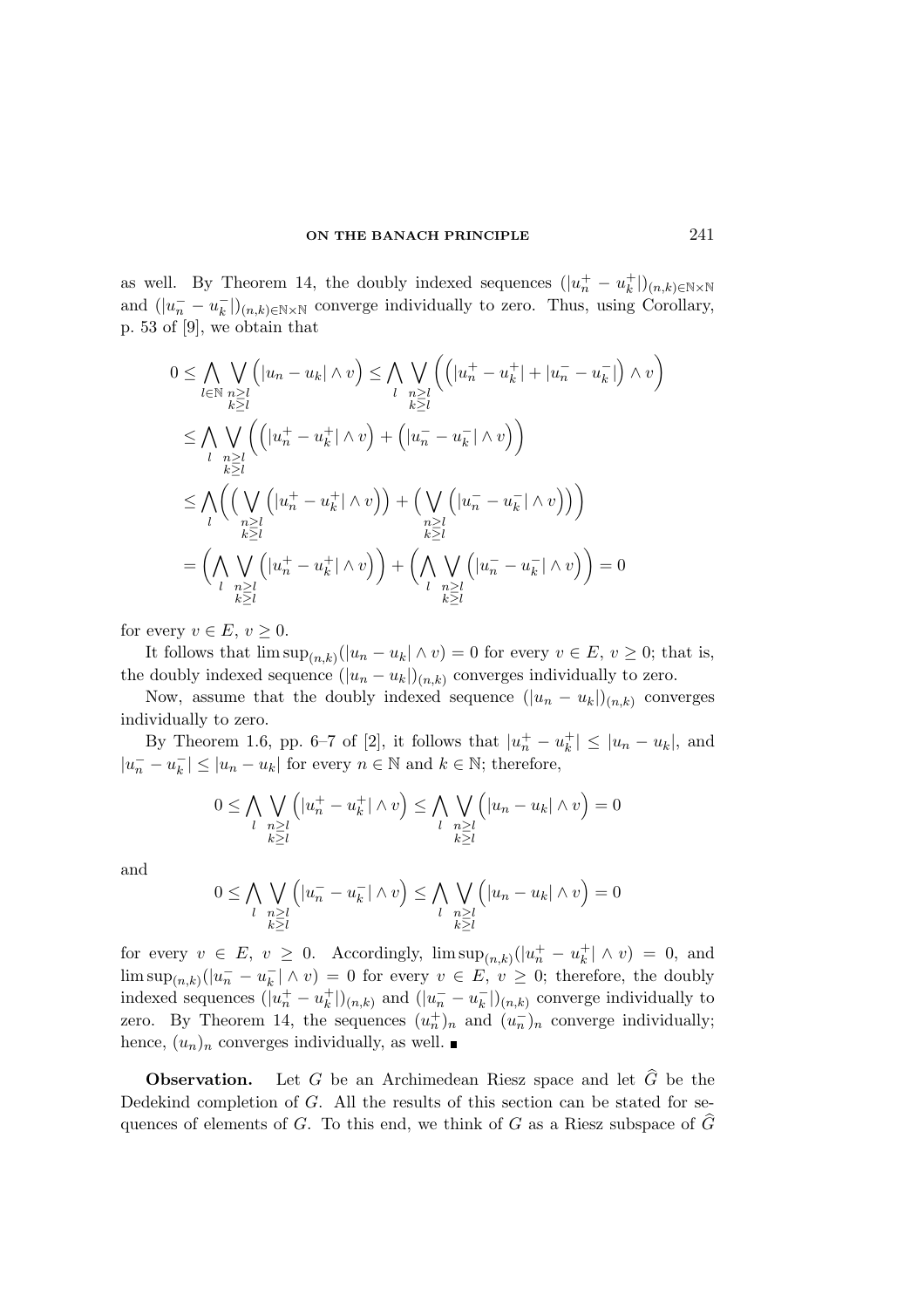as well. By Theorem 14, the doubly indexed sequences $(|u_n^+ - u_k^+|)_{(n,k)\in\mathbb{N}\times\mathbb{N}}$ and $(|u_n^- - u_k^-|)_{(n,k)\in\mathbb{N}\times\mathbb{N}}$ converge individually to zero. Thus, using Corollary, p. 53 of [9], we obtain that

$$
\begin{aligned}
0 &\leq \bigwedge_{l\in\mathbb{N}} \bigvee_{\substack{n\geq l\\ k\geq l}} \Big(|u_n - u_k| \wedge v\Big) \leq \bigwedge_{l} \bigvee_{\substack{n\geq l\\ k\geq l}} \Big(\Big(|u_n^+ - u_k^+| + |u_n^- - u_k^-|\Big) \wedge v\Big) \\
&\leq \bigwedge_{l} \bigvee_{\substack{n\geq l\\ k\geq l}} \Big(\Big(|u_n^+ - u_k^+| \wedge v\Big) + \Big(|u_n^- - u_k^-| \wedge v\Big)\Big) \\
&\leq \bigwedge_{l} \Big(\Big(\bigvee_{\substack{n\geq l\\ k\geq l}} \Big(|u_n^+ - u_k^+| \wedge v\Big)\Big) + \Big(\bigvee_{\substack{n\geq l\\ k\geq l}} \Big(|u_n^- - u_k^-| \wedge v\Big)\Big)\Big) \\
&= \Big(\bigwedge_{l} \bigvee_{\substack{n\geq l\\ k\geq l}} \Big(|u_n^+ - u_k^+| \wedge v\Big)\Big) + \Big(\bigwedge_{l} \bigvee_{\substack{n\geq l\\ k\geq l}} \Big(|u_n^- - u_k^-| \wedge v\Big)\Big) = 0
\end{aligned}
$$

for every $v \in E$, $v \geq 0$.

It follows that $\limsup_{(n,k)}(|u_n - u_k| \wedge v) = 0$ for every $v \in E$, $v \geq 0$; that is, the doubly indexed sequence $(|u_n - u_k|)_{(n,k)}$ converges individually to zero.

Now, assume that the doubly indexed sequence $(|u_n - u_k|)_{(n,k)}$ converges individually to zero.

By Theorem 1.6, pp. 6–7 of [2], it follows that $|u_n^+ - u_k^+| \leq |u_n - u_k|$, and $|u_n^- - u_k^-| \leq |u_n - u_k|$ for every $n \in \mathbb{N}$ and $k \in \mathbb{N}$; therefore,

$$
0 \leq \bigwedge_{l} \bigvee_{\substack{n\geq l\\ k\geq l}} \Big(|u_n^+ - u_k^+| \wedge v\Big) \leq \bigwedge_{l} \bigvee_{\substack{n\geq l\\ k\geq l}} \Big(|u_n - u_k| \wedge v\Big) = 0
$$

and

$$
0 \leq \bigwedge_{l} \bigvee_{\substack{n\geq l\\ k\geq l}} \Big(|u_n^- - u_k^-| \wedge v\Big) \leq \bigwedge_{l} \bigvee_{\substack{n\geq l\\ k\geq l}} \Big(|u_n - u_k| \wedge v\Big) = 0
$$

for every $v \in E$, $v \geq 0$. Accordingly, $\limsup_{(n,k)}(|u_n^+ - u_k^+| \wedge v) = 0$, and $\limsup_{(n,k)}(|u_n^- - u_k^-| \wedge v) = 0$ for every $v \in E$, $v \geq 0$; therefore, the doubly indexed sequences $(|u_n^+ - u_k^+|)_{(n,k)}$ and $(|u_n^- - u_k^-|)_{(n,k)}$ converge individually to zero. By Theorem 14, the sequences $(u_n^+)_n$ and $(u_n^-)_n$ converge individually; hence, $(u_n)_n$ converges individually, as well. ∎

**Observation.** Let $G$ be an Archimedean Riesz space and let $\widehat{G}$ be the Dedekind completion of $G$. All the results of this section can be stated for sequences of elements of $G$. To this end, we think of $G$ as a Riesz subspace of $\widehat{G}$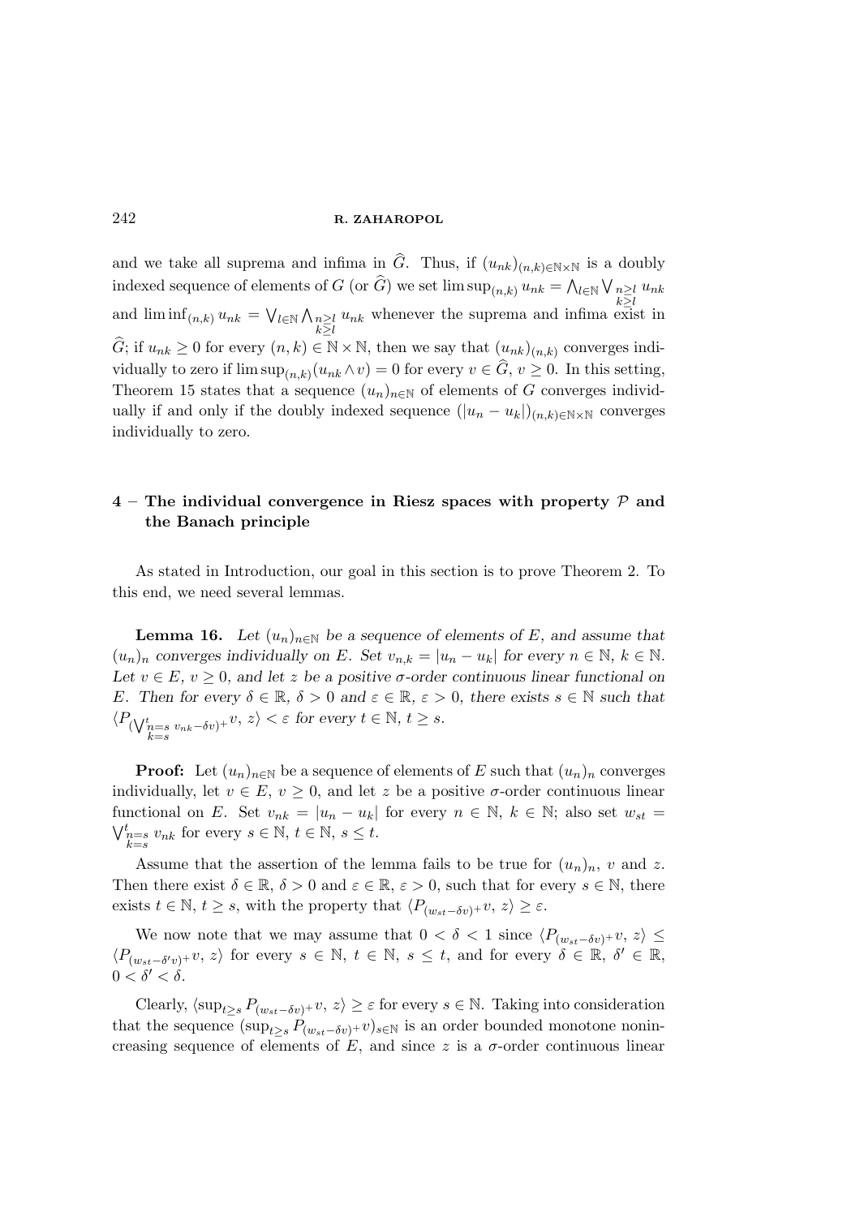and we take all suprema and infima in $\widehat{G}$. Thus, if $(u_{nk})_{(n,k)\in\mathbb{N}\times\mathbb{N}}$ is a doubly indexed sequence of elements of $G$ (or $\widehat{G}$) we set $\limsup_{(n,k)} u_{nk} = \bigwedge_{l\in\mathbb{N}} \bigvee_{\substack{n\geq l\\ k\geq l}} u_{nk}$ and $\liminf_{(n,k)} u_{nk} = \bigvee_{l\in\mathbb{N}} \bigwedge_{\substack{n\geq l\\ k\geq l}} u_{nk}$ whenever the suprema and infima exist in $\widehat{G}$; if $u_{nk}\geq 0$ for every $(n,k)\in\mathbb{N}\times\mathbb{N}$, then we say that $(u_{nk})_{(n,k)}$ converges individually to zero if $\limsup_{(n,k)}(u_{nk}\wedge v) = 0$ for every $v\in\widehat{G}$, $v\geq 0$. In this setting, Theorem 15 states that a sequence $(u_n)_{n\in\mathbb{N}}$ of elements of $G$ converges individually if and only if the doubly indexed sequence $(|u_n - u_k|)_{(n,k)\in\mathbb{N}\times\mathbb{N}}$ converges individually to zero.

## 4 – The individual convergence in Riesz spaces with property $\mathcal{P}$ and the Banach principle

As stated in Introduction, our goal in this section is to prove Theorem 2. To this end, we need several lemmas.

**Lemma 16.** *Let $(u_n)_{n\in\mathbb{N}}$ be a sequence of elements of $E$, and assume that $(u_n)_n$ converges individually on $E$. Set $v_{n,k} = |u_n - u_k|$ for every $n\in\mathbb{N}$, $k\in\mathbb{N}$. Let $v\in E$, $v\geq 0$, and let $z$ be a positive $\sigma$-order continuous linear functional on $E$. Then for every $\delta\in\mathbb{R}$, $\delta>0$ and $\varepsilon\in\mathbb{R}$, $\varepsilon>0$, there exists $s\in\mathbb{N}$ such that $\langle P_{(\bigvee_{\substack{n=s\\k=s}}^{t} v_{nk}-\delta v)^+}v,\, z\rangle < \varepsilon$ for every $t\in\mathbb{N}$, $t\geq s$.*

**Proof:** Let $(u_n)_{n\in\mathbb{N}}$ be a sequence of elements of $E$ such that $(u_n)_n$ converges individually, let $v\in E$, $v\geq 0$, and let $z$ be a positive $\sigma$-order continuous linear functional on $E$. Set $v_{nk} = |u_n - u_k|$ for every $n\in\mathbb{N}$, $k\in\mathbb{N}$; also set $w_{st} = \bigvee_{\substack{n=s\\k=s}}^{t} v_{nk}$ for every $s\in\mathbb{N}$, $t\in\mathbb{N}$, $s\leq t$.

Assume that the assertion of the lemma fails to be true for $(u_n)_n$, $v$ and $z$. Then there exist $\delta\in\mathbb{R}$, $\delta>0$ and $\varepsilon\in\mathbb{R}$, $\varepsilon>0$, such that for every $s\in\mathbb{N}$, there exists $t\in\mathbb{N}$, $t\geq s$, with the property that $\langle P_{(w_{st}-\delta v)^+}v,\, z\rangle\geq\varepsilon$.

We now note that we may assume that $0<\delta<1$ since $\langle P_{(w_{st}-\delta v)^+}v,\, z\rangle \leq \langle P_{(w_{st}-\delta' v)^+}v,\, z\rangle$ for every $s\in\mathbb{N}$, $t\in\mathbb{N}$, $s\leq t$, and for every $\delta\in\mathbb{R}$, $\delta'\in\mathbb{R}$, $0<\delta'<\delta$.

Clearly, $\langle \sup_{t\geq s} P_{(w_{st}-\delta v)^+}v,\, z\rangle\geq\varepsilon$ for every $s\in\mathbb{N}$. Taking into consideration that the sequence $(\sup_{t\geq s} P_{(w_{st}-\delta v)^+}v)_{s\in\mathbb{N}}$ is an order bounded monotone nonincreasing sequence of elements of $E$, and since $z$ is a $\sigma$-order continuous linear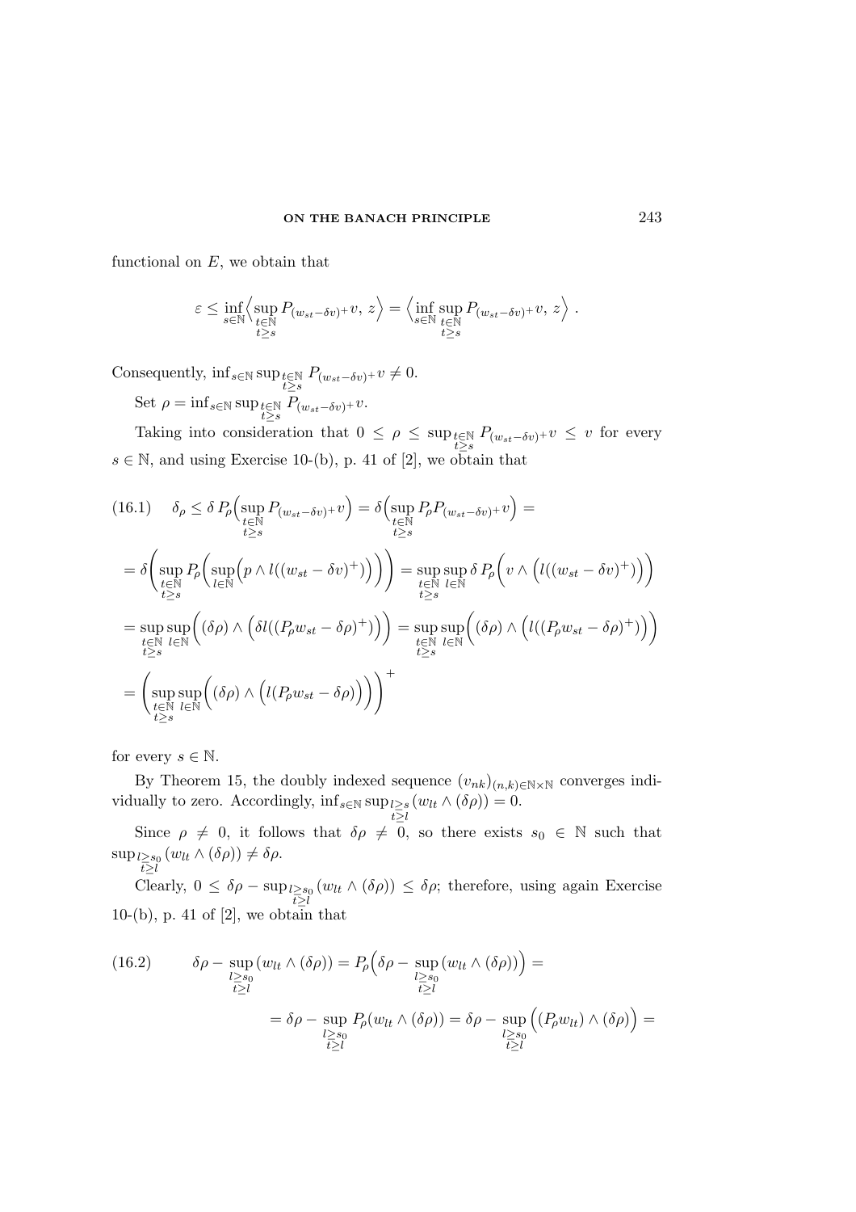functional on $E$, we obtain that

$$\varepsilon \leq \inf_{s\in\mathbb{N}} \Big\langle \sup_{\substack{t\in\mathbb{N}\\ t\geq s}} P_{(w_{st}-\delta v)^+} v,\, z \Big\rangle = \Big\langle \inf_{s\in\mathbb{N}} \sup_{\substack{t\in\mathbb{N}\\ t\geq s}} P_{(w_{st}-\delta v)^+} v,\, z \Big\rangle \,.$$

Consequently, $\inf_{s\in\mathbb{N}} \sup_{\substack{t\in\mathbb{N}\\ t\geq s}} P_{(w_{st}-\delta v)^+} v \neq 0$.

Set $\rho = \inf_{s\in\mathbb{N}} \sup_{\substack{t\in\mathbb{N}\\ t\geq s}} P_{(w_{st}-\delta v)^+} v$.

Taking into consideration that $0 \leq \rho \leq \sup_{\substack{t\in\mathbb{N}\\ t\geq s}} P_{(w_{st}-\delta v)^+} v \leq v$ for every $s \in \mathbb{N}$, and using Exercise 10-(b), p. 41 of [2], we obtain that

$$
\begin{aligned}
(16.1) \quad \delta_\rho &\leq \delta\, P_\rho\Big(\sup_{\substack{t\in\mathbb{N}\\ t\geq s}} P_{(w_{st}-\delta v)^+} v\Big) = \delta\Big(\sup_{\substack{t\in\mathbb{N}\\ t\geq s}} P_\rho P_{(w_{st}-\delta v)^+} v\Big) = \\
&= \delta\Bigg(\sup_{\substack{t\in\mathbb{N}\\ t\geq s}} P_\rho\Big(\sup_{l\in\mathbb{N}}\Big(p \wedge l((w_{st}-\delta v)^+)\Big)\Big)\Bigg) = \sup_{\substack{t\in\mathbb{N}\\ t\geq s}} \sup_{l\in\mathbb{N}} \delta\, P_\rho\Big(v \wedge \Big(l((w_{st}-\delta v)^+)\Big)\Big) \\
&= \sup_{\substack{t\in\mathbb{N}\\ t\geq s}} \sup_{l\in\mathbb{N}} \Big((\delta\rho) \wedge \Big(\delta l((P_\rho w_{st}-\delta\rho)^+)\Big)\Big) = \sup_{\substack{t\in\mathbb{N}\\ t\geq s}} \sup_{l\in\mathbb{N}} \Big((\delta\rho) \wedge \Big(l((P_\rho w_{st}-\delta\rho)^+)\Big)\Big) \\
&= \Bigg(\sup_{\substack{t\in\mathbb{N}\\ t\geq s}} \sup_{l\in\mathbb{N}} \Big((\delta\rho) \wedge \Big(l(P_\rho w_{st}-\delta\rho)\Big)\Big)\Bigg)^+
\end{aligned}
$$

for every $s \in \mathbb{N}$.

By Theorem 15, the doubly indexed sequence $(v_{nk})_{(n,k)\in\mathbb{N}\times\mathbb{N}}$ converges individually to zero. Accordingly, $\inf_{s\in\mathbb{N}} \sup_{\substack{l\geq s\\ t\geq l}} (w_{lt} \wedge (\delta\rho)) = 0$.

Since $\rho \neq 0$, it follows that $\delta\rho \neq 0$, so there exists $s_0 \in \mathbb{N}$ such that $\sup_{\substack{l\geq s_0\\ t\geq l}} (w_{lt} \wedge (\delta\rho)) \neq \delta\rho$.

Clearly, $0 \leq \delta\rho - \sup_{\substack{l\geq s_0\\ t\geq l}} (w_{lt} \wedge (\delta\rho)) \leq \delta\rho$; therefore, using again Exercise 10-(b), p. 41 of [2], we obtain that

$$
\begin{aligned}
(16.2) \qquad \delta\rho - \sup_{\substack{l\geq s_0\\ t\geq l}} (w_{lt} \wedge (\delta\rho)) &= P_\rho\Big(\delta\rho - \sup_{\substack{l\geq s_0\\ t\geq l}} (w_{lt} \wedge (\delta\rho))\Big) = \\
&= \delta\rho - \sup_{\substack{l\geq s_0\\ t\geq l}} P_\rho(w_{lt} \wedge (\delta\rho)) = \delta\rho - \sup_{\substack{l\geq s_0\\ t\geq l}} \Big((P_\rho w_{lt}) \wedge (\delta\rho)\Big) =
\end{aligned}
$$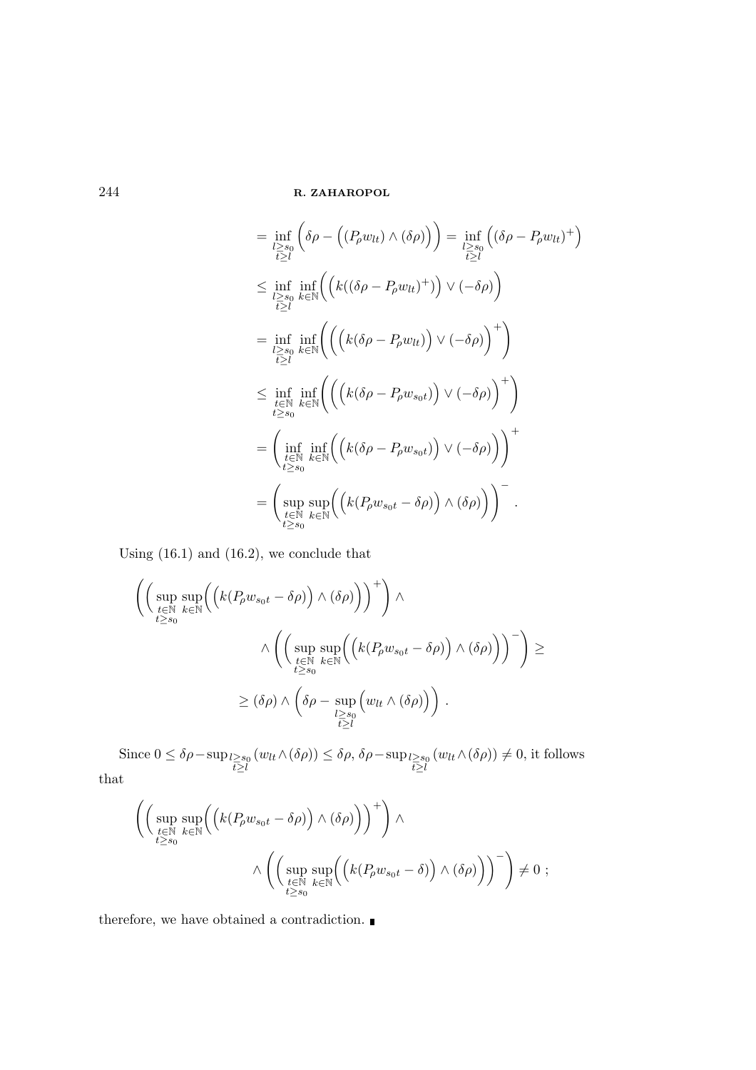$$
\begin{aligned}
&= \inf_{\substack{l \geq s_0 \\ t \geq l}} \Big( \delta\rho - \Big( (P_\rho w_{lt}) \wedge (\delta\rho) \Big) \Big) = \inf_{\substack{l \geq s_0 \\ t \geq l}} \Big( (\delta\rho - P_\rho w_{lt})^+ \Big) \\
&\leq \inf_{\substack{l \geq s_0 \\ t \geq l}} \inf_{k \in \mathbb{N}} \Big( \Big( k((\delta\rho - P_\rho w_{lt})^+) \Big) \vee (-\delta\rho) \Big) \\
&= \inf_{\substack{l \geq s_0 \\ t \geq l}} \inf_{k \in \mathbb{N}} \Big( \Big( \Big( k(\delta\rho - P_\rho w_{lt}) \Big) \vee (-\delta\rho) \Big)^+ \Big) \\
&\leq \inf_{\substack{t \in \mathbb{N} \\ t \geq s_0}} \inf_{k \in \mathbb{N}} \Big( \Big( \Big( k(\delta\rho - P_\rho w_{s_0 t}) \Big) \vee (-\delta\rho) \Big)^+ \Big) \\
&= \Big( \inf_{\substack{t \in \mathbb{N} \\ t \geq s_0}} \inf_{k \in \mathbb{N}} \Big( \Big( k(\delta\rho - P_\rho w_{s_0 t}) \Big) \vee (-\delta\rho) \Big) \Big)^+ \\
&= \Big( \sup_{\substack{t \in \mathbb{N} \\ t \geq s_0}} \sup_{k \in \mathbb{N}} \Big( \Big( k(P_\rho w_{s_0 t} - \delta\rho) \Big) \wedge (\delta\rho) \Big) \Big)^- .
\end{aligned}
$$

Using (16.1) and (16.2), we conclude that

$$
\begin{aligned}
&\Bigg( \Big( \sup_{\substack{t \in \mathbb{N} \\ t \geq s_0}} \sup_{k \in \mathbb{N}} \Big( \Big( k(P_\rho w_{s_0 t} - \delta\rho) \Big) \wedge (\delta\rho) \Big) \Big)^+ \Bigg) \wedge \\
&\qquad \wedge \Bigg( \Big( \sup_{\substack{t \in \mathbb{N} \\ t \geq s_0}} \sup_{k \in \mathbb{N}} \Big( \Big( k(P_\rho w_{s_0 t} - \delta\rho) \Big) \wedge (\delta\rho) \Big) \Big)^- \Bigg) \geq \\
&\geq (\delta\rho) \wedge \Big( \delta\rho - \sup_{\substack{l \geq s_0 \\ t \geq l}} \Big( w_{lt} \wedge (\delta\rho) \Big) \Big) .
\end{aligned}
$$

Since $0 \leq \delta\rho - \sup_{\substack{l \geq s_0 \\ t \geq l}} (w_{lt} \wedge (\delta\rho)) \leq \delta\rho$, $\delta\rho - \sup_{\substack{l \geq s_0 \\ t \geq l}} (w_{lt} \wedge (\delta\rho)) \neq 0$, it follows that

$$
\begin{aligned}
&\Bigg( \Big( \sup_{\substack{t \in \mathbb{N} \\ t \geq s_0}} \sup_{k \in \mathbb{N}} \Big( \Big( k(P_\rho w_{s_0 t} - \delta\rho) \Big) \wedge (\delta\rho) \Big) \Big)^+ \Bigg) \wedge \\
&\qquad \wedge \Bigg( \Big( \sup_{\substack{t \in \mathbb{N} \\ t \geq s_0}} \sup_{k \in \mathbb{N}} \Big( \Big( k(P_\rho w_{s_0 t} - \delta) \Big) \wedge (\delta\rho) \Big) \Big)^- \Bigg) \neq 0 \ ;
\end{aligned}
$$

therefore, we have obtained a contradiction. ∎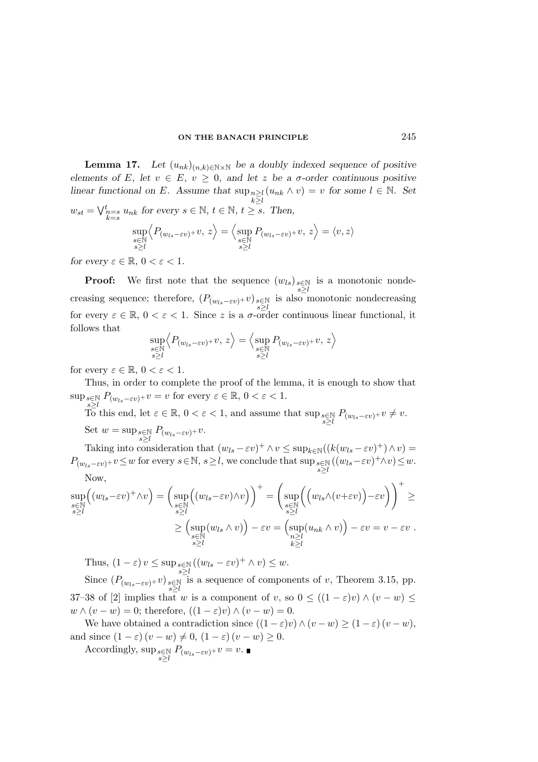**Lemma 17.** *Let $(u_{nk})_{(n,k)\in\mathbb{N}\times\mathbb{N}}$ be a doubly indexed sequence of positive elements of $E$, let $v\in E$, $v\geq 0$, and let $z$ be a $\sigma$-order continuous positive linear functional on $E$. Assume that $\sup_{\substack{n\geq l\\ k\geq l}}(u_{nk}\wedge v)=v$ for some $l\in\mathbb{N}$. Set $w_{st}=\bigvee_{\substack{n=s\\ k=s}}^{t} u_{nk}$ for every $s\in\mathbb{N}$, $t\in\mathbb{N}$, $t\geq s$. Then,*

$$\sup_{\substack{s\in\mathbb{N}\\ s\geq l}}\Big\langle P_{(w_{ls}-\varepsilon v)^+}v,\, z\Big\rangle=\Big\langle \sup_{\substack{s\in\mathbb{N}\\ s\geq l}} P_{(w_{ls}-\varepsilon v)^+}v,\, z\Big\rangle=\langle v,z\rangle$$

*for every $\varepsilon\in\mathbb{R}$, $0<\varepsilon<1$.*

**Proof:** We first note that the sequence $(w_{ls})_{\substack{s\in\mathbb{N}\\ s\geq l}}$ is a monotonic nondecreasing sequence; therefore, $(P_{(w_{ls}-\varepsilon v)^+}v)_{\substack{s\in\mathbb{N}\\ s\geq l}}$ is also monotonic nondecreasing for every $\varepsilon\in\mathbb{R}$, $0<\varepsilon<1$. Since $z$ is a $\sigma$-order continuous linear functional, it follows that

$$\sup_{\substack{s\in\mathbb{N}\\ s\geq l}}\Big\langle P_{(w_{ls}-\varepsilon v)^+}v,\, z\Big\rangle=\Big\langle \sup_{\substack{s\in\mathbb{N}\\ s\geq l}} P_{(w_{ls}-\varepsilon v)^+}v,\, z\Big\rangle$$

for every $\varepsilon\in\mathbb{R}$, $0<\varepsilon<1$.

Thus, in order to complete the proof of the lemma, it is enough to show that $\sup_{\substack{s\in\mathbb{N}\\ s\geq l}} P_{(w_{ls}-\varepsilon v)^+}v=v$ for every $\varepsilon\in\mathbb{R}$, $0<\varepsilon<1$.

To this end, let $\varepsilon\in\mathbb{R}$, $0<\varepsilon<1$, and assume that $\sup_{\substack{s\in\mathbb{N}\\ s\geq l}} P_{(w_{ls}-\varepsilon v)^+}v\neq v$.

Set $w=\sup_{\substack{s\in\mathbb{N}\\ s\geq l}} P_{(w_{ls}-\varepsilon v)^+}v$.

Taking into consideration that $(w_{ls}-\varepsilon v)^+\wedge v\leq \sup_{k\in\mathbb{N}}((k(w_{ls}-\varepsilon v)^+)\wedge v)=P_{(w_{ls}-\varepsilon v)^+}v\leq w$ for every $s\in\mathbb{N}$, $s\geq l$, we conclude that $\sup_{\substack{s\in\mathbb{N}\\ s\geq l}}((w_{ls}-\varepsilon v)^+\wedge v)\leq w$.

Now,

$$\sup_{\substack{s\in\mathbb{N}\\ s\geq l}}\Big((w_{ls}-\varepsilon v)^+\wedge v\Big)=\bigg(\sup_{\substack{s\in\mathbb{N}\\ s\geq l}}\Big((w_{ls}-\varepsilon v)\wedge v\Big)\bigg)^+=\bigg(\sup_{\substack{s\in\mathbb{N}\\ s\geq l}}\Big(\Big(w_{ls}\wedge(v+\varepsilon v)\Big)-\varepsilon v\Big)\bigg)^+\geq$$

$$\geq\Big(\sup_{\substack{s\in\mathbb{N}\\ s\geq l}}(w_{ls}\wedge v)\Big)-\varepsilon v=\Big(\sup_{\substack{n\geq l\\ k\geq l}}(u_{nk}\wedge v)\Big)-\varepsilon v=v-\varepsilon v\ .$$

Thus, $(1-\varepsilon)\,v\leq \sup_{\substack{s\in\mathbb{N}\\ s\geq l}}((w_{ls}-\varepsilon v)^+\wedge v)\leq w$.

Since $(P_{(w_{ls}-\varepsilon v)^+}v)_{\substack{s\in\mathbb{N}\\ s\geq l}}$ is a sequence of components of $v$, Theorem 3.15, pp. 37–38 of [2] implies that $w$ is a component of $v$, so $0\leq((1-\varepsilon)v)\wedge(v-w)\leq w\wedge(v-w)=0$; therefore, $((1-\varepsilon)v)\wedge(v-w)=0$.

We have obtained a contradiction since $((1-\varepsilon)v)\wedge(v-w)\geq(1-\varepsilon)\,(v-w)$, and since $(1-\varepsilon)\,(v-w)\neq 0$, $(1-\varepsilon)\,(v-w)\geq 0$.

Accordingly, $\sup_{\substack{s\in\mathbb{N}\\ s\geq l}} P_{(w_{ls}-\varepsilon v)^+}v=v$. ∎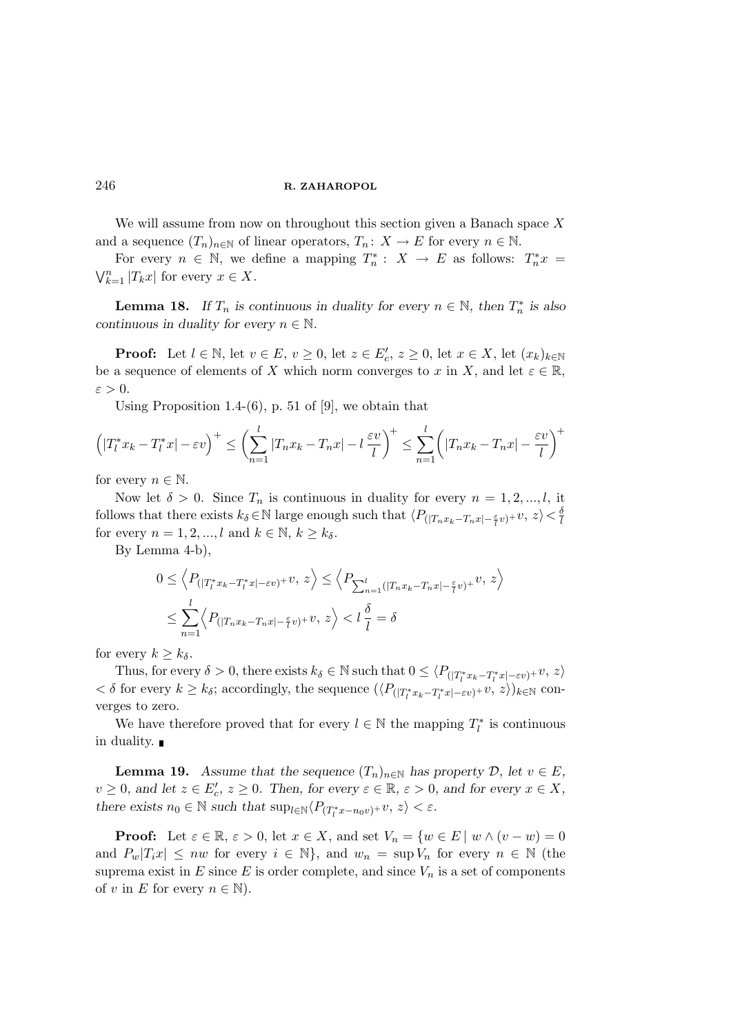We will assume from now on throughout this section given a Banach space $X$ and a sequence $(T_n)_{n\in\mathbb{N}}$ of linear operators, $T_n\colon X \to E$ for every $n \in \mathbb{N}$.

For every $n \in \mathbb{N}$, we define a mapping $T_n^* : X \to E$ as follows: $T_n^* x = \bigvee_{k=1}^{n} |T_k x|$ for every $x \in X$.

**Lemma 18.** *If $T_n$ is continuous in duality for every $n \in \mathbb{N}$, then $T_n^*$ is also continuous in duality for every $n \in \mathbb{N}$.*

**Proof:** Let $l \in \mathbb{N}$, let $v \in E$, $v \geq 0$, let $z \in E'_c$, $z \geq 0$, let $x \in X$, let $(x_k)_{k\in\mathbb{N}}$ be a sequence of elements of $X$ which norm converges to $x$ in $X$, and let $\varepsilon \in \mathbb{R}$, $\varepsilon > 0$.

Using Proposition 1.4-(6), p. 51 of [9], we obtain that

$$\Big(|T_l^* x_k - T_l^* x| - \varepsilon v\Big)^+ \leq \bigg(\sum_{n=1}^{l} |T_n x_k - T_n x| - l\,\frac{\varepsilon v}{l}\bigg)^+ \leq \sum_{n=1}^{l}\bigg(|T_n x_k - T_n x| - \frac{\varepsilon v}{l}\bigg)^+$$

for every $n \in \mathbb{N}$.

Now let $\delta > 0$. Since $T_n$ is continuous in duality for every $n = 1, 2, ..., l$, it follows that there exists $k_\delta \in \mathbb{N}$ large enough such that $\langle P_{(|T_n x_k - T_n x| - \frac{\varepsilon}{l} v)^+} v,\, z\rangle < \frac{\delta}{l}$ for every $n = 1, 2, ..., l$ and $k \in \mathbb{N}$, $k \geq k_\delta$.

By Lemma 4-b),

$$\begin{aligned} 0 &\leq \Big\langle P_{(|T_l^* x_k - T_l^* x| - \varepsilon v)^+} v,\, z\Big\rangle \leq \Big\langle P_{\sum_{n=1}^{l}(|T_n x_k - T_n x| - \frac{\varepsilon}{l} v)^+} v,\, z\Big\rangle \\ &\leq \sum_{n=1}^{l} \Big\langle P_{(|T_n x_k - T_n x| - \frac{\varepsilon}{l} v)^+} v,\, z\Big\rangle < l\,\frac{\delta}{l} = \delta \end{aligned}$$

for every $k \geq k_\delta$.

Thus, for every $\delta > 0$, there exists $k_\delta \in \mathbb{N}$ such that $0 \leq \langle P_{(|T_l^* x_k - T_l^* x| - \varepsilon v)^+} v,\, z\rangle < \delta$ for every $k \geq k_\delta$; accordingly, the sequence $(\langle P_{(|T_l^* x_k - T_l^* x| - \varepsilon v)^+} v,\, z\rangle)_{k\in\mathbb{N}}$ converges to zero.

We have therefore proved that for every $l \in \mathbb{N}$ the mapping $T_l^*$ is continuous in duality. ∎

**Lemma 19.** *Assume that the sequence $(T_n)_{n\in\mathbb{N}}$ has property $\mathcal{D}$, let $v \in E$, $v \geq 0$, and let $z \in E'_c$, $z \geq 0$. Then, for every $\varepsilon \in \mathbb{R}$, $\varepsilon > 0$, and for every $x \in X$, there exists $n_0 \in \mathbb{N}$ such that $\sup_{l\in\mathbb{N}} \langle P_{(T_l^* x - n_0 v)^+} v,\, z\rangle < \varepsilon$.*

**Proof:** Let $\varepsilon \in \mathbb{R}$, $\varepsilon > 0$, let $x \in X$, and set $V_n = \{w \in E \mid w \wedge (v - w) = 0$ and $P_w |T_i x| \leq nw$ for every $i \in \mathbb{N}\}$, and $w_n = \sup V_n$ for every $n \in \mathbb{N}$ (the suprema exist in $E$ since $E$ is order complete, and since $V_n$ is a set of components of $v$ in $E$ for every $n \in \mathbb{N}$).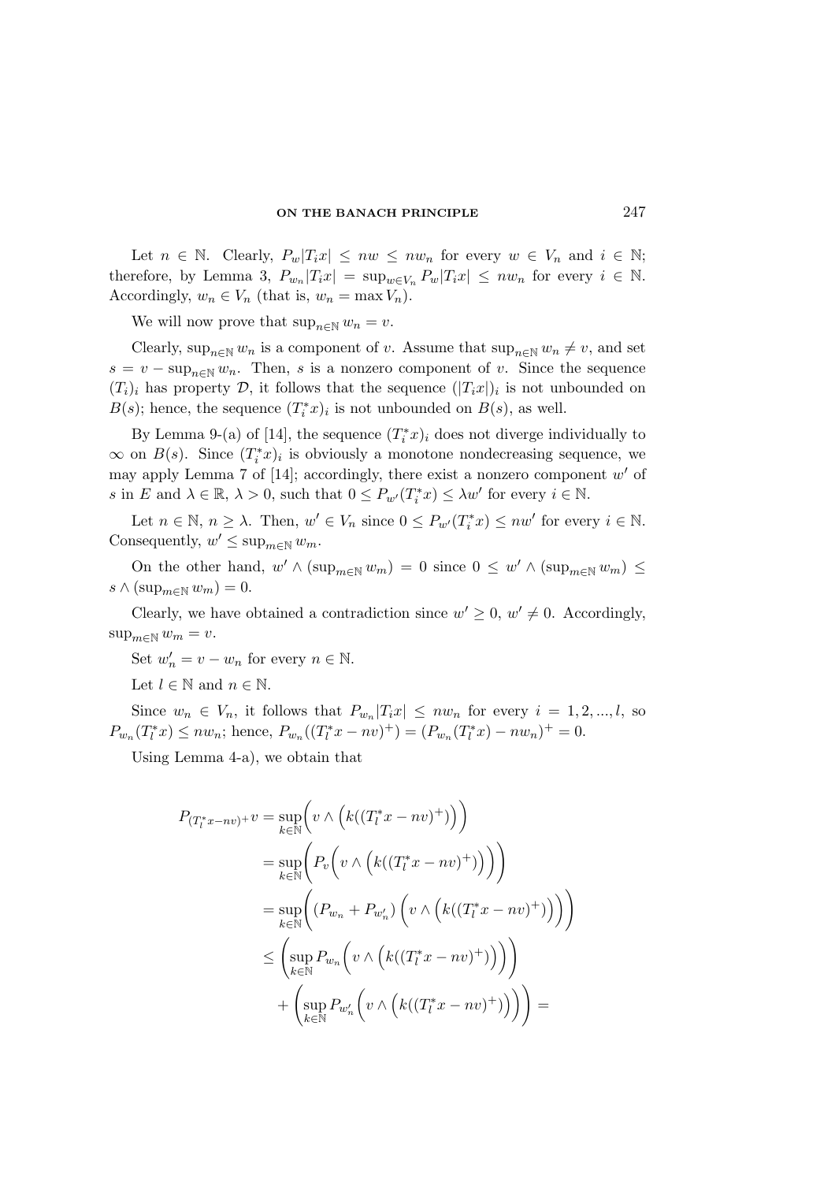Let $n \in \mathbb{N}$. Clearly, $P_w|T_i x| \leq nw \leq nw_n$ for every $w \in V_n$ and $i \in \mathbb{N}$; therefore, by Lemma 3, $P_{w_n}|T_i x| = \sup_{w \in V_n} P_w|T_i x| \leq nw_n$ for every $i \in \mathbb{N}$. Accordingly, $w_n \in V_n$ (that is, $w_n = \max V_n$).

We will now prove that $\sup_{n\in\mathbb{N}} w_n = v$.

Clearly, $\sup_{n\in\mathbb{N}} w_n$ is a component of $v$. Assume that $\sup_{n\in\mathbb{N}} w_n \neq v$, and set $s = v - \sup_{n\in\mathbb{N}} w_n$. Then, $s$ is a nonzero component of $v$. Since the sequence $(T_i)_i$ has property $\mathcal{D}$, it follows that the sequence $(|T_i x|)_i$ is not unbounded on $B(s)$; hence, the sequence $(T_i^* x)_i$ is not unbounded on $B(s)$, as well.

By Lemma 9-(a) of [14], the sequence $(T_i^* x)_i$ does not diverge individually to $\infty$ on $B(s)$. Since $(T_i^* x)_i$ is obviously a monotone nondecreasing sequence, we may apply Lemma 7 of [14]; accordingly, there exist a nonzero component $w'$ of $s$ in $E$ and $\lambda \in \mathbb{R}$, $\lambda > 0$, such that $0 \leq P_{w'}(T_i^* x) \leq \lambda w'$ for every $i \in \mathbb{N}$.

Let $n \in \mathbb{N}$, $n \geq \lambda$. Then, $w' \in V_n$ since $0 \leq P_{w'}(T_i^* x) \leq nw'$ for every $i \in \mathbb{N}$. Consequently, $w' \leq \sup_{m\in\mathbb{N}} w_m$.

On the other hand, $w' \wedge (\sup_{m\in\mathbb{N}} w_m) = 0$ since $0 \leq w' \wedge (\sup_{m\in\mathbb{N}} w_m) \leq s \wedge (\sup_{m\in\mathbb{N}} w_m) = 0$.

Clearly, we have obtained a contradiction since $w' \geq 0$, $w' \neq 0$. Accordingly, $\sup_{m\in\mathbb{N}} w_m = v$.

Set $w'_n = v - w_n$ for every $n \in \mathbb{N}$.

Let $l \in \mathbb{N}$ and $n \in \mathbb{N}$.

Since $w_n \in V_n$, it follows that $P_{w_n}|T_i x| \leq nw_n$ for every $i = 1, 2, ..., l$, so $P_{w_n}(T_l^* x) \leq nw_n$; hence, $P_{w_n}((T_l^* x - nv)^+) = (P_{w_n}(T_l^* x) - nw_n)^+ = 0$.

Using Lemma 4-a), we obtain that

$$
\begin{aligned}
P_{(T_l^* x - nv)^+} v &= \sup_{k\in\mathbb{N}} \Big( v \wedge \Big( k((T_l^* x - nv)^+) \Big) \Big) \\
&= \sup_{k\in\mathbb{N}} \Bigg( P_v \Big( v \wedge \Big( k((T_l^* x - nv)^+) \Big) \Big) \Bigg) \\
&= \sup_{k\in\mathbb{N}} \Bigg( (P_{w_n} + P_{w'_n}) \Big( v \wedge \Big( k((T_l^* x - nv)^+) \Big) \Big) \Bigg) \\
&\leq \Bigg( \sup_{k\in\mathbb{N}} P_{w_n} \Big( v \wedge \Big( k((T_l^* x - nv)^+) \Big) \Big) \Bigg) \\
&\quad + \Bigg( \sup_{k\in\mathbb{N}} P_{w'_n} \Big( v \wedge \Big( k((T_l^* x - nv)^+) \Big) \Big) \Bigg) =
\end{aligned}
$$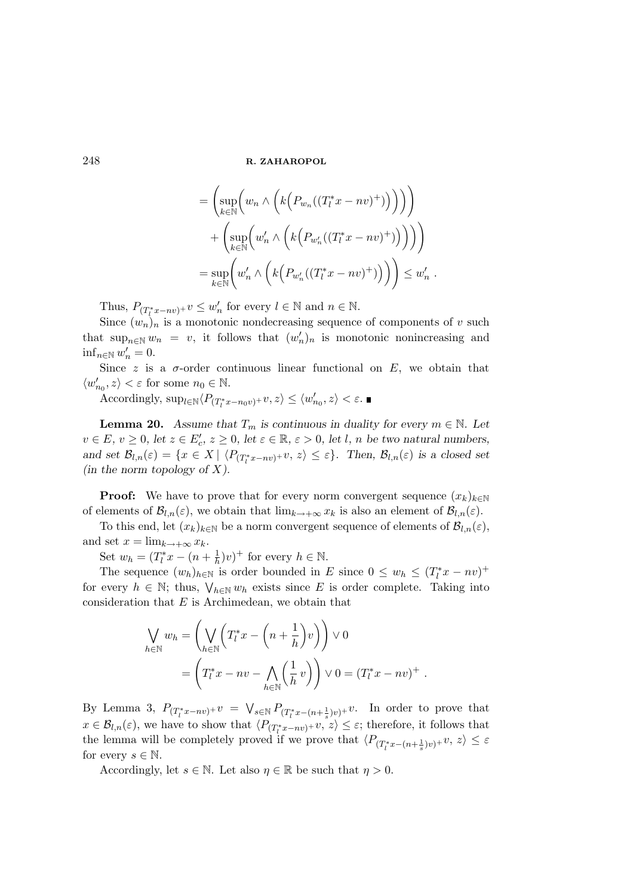$$
\begin{aligned}
&= \left(\sup_{k\in\mathbb{N}}\left(w_n \wedge \left(k\Big(P_{w_n}((T_l^* x - nv)^+)\Big)\right)\right)\right) \\
&\quad + \left(\sup_{k\in\mathbb{N}}\left(w'_n \wedge \left(k\Big(P_{w'_n}((T_l^* x - nv)^+)\Big)\right)\right)\right) \\
&= \sup_{k\in\mathbb{N}}\left(w'_n \wedge \left(k\Big(P_{w'_n}((T_l^* x - nv)^+)\Big)\right)\right) \le w'_n \,.
\end{aligned}
$$

Thus, $P_{(T_l^* x - nv)^+} v \le w'_n$ for every $l \in \mathbb{N}$ and $n \in \mathbb{N}$.

Since $(w_n)_n$ is a monotonic nondecreasing sequence of components of $v$ such that $\sup_{n\in\mathbb{N}} w_n = v$, it follows that $(w'_n)_n$ is monotonic nonincreasing and $\inf_{n\in\mathbb{N}} w'_n = 0$.

Since $z$ is a $\sigma$-order continuous linear functional on $E$, we obtain that $\langle w'_{n_0}, z\rangle < \varepsilon$ for some $n_0 \in \mathbb{N}$.

Accordingly, $\sup_{l\in\mathbb{N}} \langle P_{(T_l^* x - n_0 v)^+} v, z\rangle \le \langle w'_{n_0}, z\rangle < \varepsilon$. ∎

**Lemma 20.** *Assume that $T_m$ is continuous in duality for every $m \in \mathbb{N}$. Let $v \in E$, $v \ge 0$, let $z \in E'_c$, $z \ge 0$, let $\varepsilon \in \mathbb{R}$, $\varepsilon > 0$, let $l$, $n$ be two natural numbers, and set $\mathcal{B}_{l,n}(\varepsilon) = \{x \in X \mid \langle P_{(T_l^* x - nv)^+} v, z\rangle \le \varepsilon\}$. Then, $\mathcal{B}_{l,n}(\varepsilon)$ is a closed set (in the norm topology of $X$).*

**Proof:** We have to prove that for every norm convergent sequence $(x_k)_{k\in\mathbb{N}}$ of elements of $\mathcal{B}_{l,n}(\varepsilon)$, we obtain that $\lim_{k\to+\infty} x_k$ is also an element of $\mathcal{B}_{l,n}(\varepsilon)$.

To this end, let $(x_k)_{k\in\mathbb{N}}$ be a norm convergent sequence of elements of $\mathcal{B}_{l,n}(\varepsilon)$, and set $x = \lim_{k\to+\infty} x_k$.

Set $w_h = (T_l^* x - (n + \frac{1}{h})v)^+$ for every $h \in \mathbb{N}$.

The sequence $(w_h)_{h\in\mathbb{N}}$ is order bounded in $E$ since $0 \le w_h \le (T_l^* x - nv)^+$ for every $h \in \mathbb{N}$; thus, $\bigvee_{h\in\mathbb{N}} w_h$ exists since $E$ is order complete. Taking into consideration that $E$ is Archimedean, we obtain that

$$
\begin{aligned}
\bigvee_{h\in\mathbb{N}} w_h &= \left(\bigvee_{h\in\mathbb{N}}\Big(T_l^* x - \Big(n + \frac{1}{h}\Big)v\Big)\right) \vee 0 \\
&= \left(T_l^* x - nv - \bigwedge_{h\in\mathbb{N}}\Big(\frac{1}{h}\,v\Big)\right) \vee 0 = (T_l^* x - nv)^+ \,.
\end{aligned}
$$

By Lemma 3, $P_{(T_l^* x - nv)^+} v = \bigvee_{s\in\mathbb{N}} P_{(T_l^* x - (n+\frac{1}{s})v)^+} v$. In order to prove that $x \in \mathcal{B}_{l,n}(\varepsilon)$, we have to show that $\langle P_{(T_l^* x - nv)^+} v, z\rangle \le \varepsilon$; therefore, it follows that the lemma will be completely proved if we prove that $\langle P_{(T_l^* x - (n+\frac{1}{s})v)^+} v, z\rangle \le \varepsilon$ for every $s \in \mathbb{N}$.

Accordingly, let $s \in \mathbb{N}$. Let also $\eta \in \mathbb{R}$ be such that $\eta > 0$.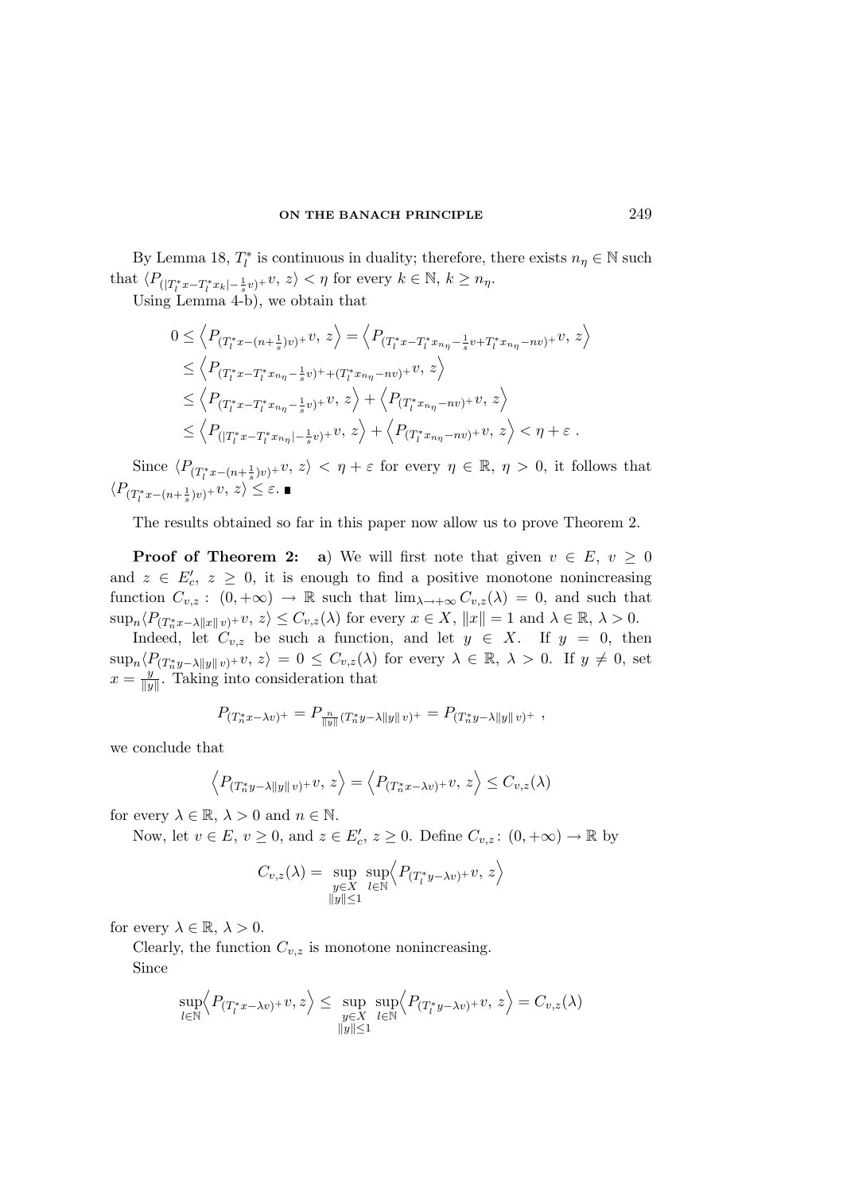By Lemma 18, $T_l^*$ is continuous in duality; therefore, there exists $n_\eta \in \mathbb{N}$ such that $\langle P_{(|T_l^* x - T_l^* x_k| - \frac{1}{s} v)^+} v,\, z\rangle < \eta$ for every $k \in \mathbb{N}$, $k \geq n_\eta$.

Using Lemma 4-b), we obtain that

$$
\begin{aligned}
0 &\leq \Big\langle P_{(T_l^* x - (n+\frac{1}{s}) v)^+} v,\, z \Big\rangle = \Big\langle P_{(T_l^* x - T_l^* x_{n_\eta} - \frac{1}{s} v + T_l^* x_{n_\eta} - n v)^+} v,\, z \Big\rangle \\
&\leq \Big\langle P_{(T_l^* x - T_l^* x_{n_\eta} - \frac{1}{s} v)^+ + (T_l^* x_{n_\eta} - n v)^+} v,\, z \Big\rangle \\
&\leq \Big\langle P_{(T_l^* x - T_l^* x_{n_\eta} - \frac{1}{s} v)^+} v,\, z \Big\rangle + \Big\langle P_{(T_l^* x_{n_\eta} - n v)^+} v,\, z \Big\rangle \\
&\leq \Big\langle P_{(|T_l^* x - T_l^* x_{n_\eta}| - \frac{1}{s} v)^+} v,\, z \Big\rangle + \Big\langle P_{(T_l^* x_{n_\eta} - n v)^+} v,\, z \Big\rangle < \eta + \varepsilon\ .
\end{aligned}
$$

Since $\langle P_{(T_l^* x - (n+\frac{1}{s}) v)^+} v,\, z\rangle < \eta + \varepsilon$ for every $\eta \in \mathbb{R}$, $\eta > 0$, it follows that $\langle P_{(T_l^* x - (n+\frac{1}{s}) v)^+} v,\, z\rangle \leq \varepsilon$. ∎

The results obtained so far in this paper now allow us to prove Theorem 2.

**Proof of Theorem 2:** **a**) We will first note that given $v \in E$, $v \geq 0$ and $z \in E'_c$, $z \geq 0$, it is enough to find a positive monotone nonincreasing function $C_{v,z}\colon\ (0, +\infty) \to \mathbb{R}$ such that $\lim_{\lambda \to +\infty} C_{v,z}(\lambda) = 0$, and such that $\sup_n \langle P_{(T_n^* x - \lambda \|x\| v)^+} v,\, z\rangle \leq C_{v,z}(\lambda)$ for every $x \in X$, $\|x\| = 1$ and $\lambda \in \mathbb{R}$, $\lambda > 0$.

Indeed, let $C_{v,z}$ be such a function, and let $y \in X$. If $y = 0$, then $\sup_n \langle P_{(T_n^* y - \lambda \|y\| v)^+} v,\, z\rangle = 0 \leq C_{v,z}(\lambda)$ for every $\lambda \in \mathbb{R}$, $\lambda > 0$. If $y \neq 0$, set $x = \frac{y}{\|y\|}$. Taking into consideration that

$$
P_{(T_n^* x - \lambda v)^+} = P_{\frac{n}{\|y\|}(T_n^* y - \lambda \|y\| v)^+} = P_{(T_n^* y - \lambda \|y\| v)^+}\ ,
$$

we conclude that

$$
\Big\langle P_{(T_n^* y - \lambda \|y\| v)^+} v,\, z \Big\rangle = \Big\langle P_{(T_n^* x - \lambda v)^+} v,\, z \Big\rangle \leq C_{v,z}(\lambda)
$$

for every $\lambda \in \mathbb{R}$, $\lambda > 0$ and $n \in \mathbb{N}$.

Now, let $v \in E$, $v \geq 0$, and $z \in E'_c$, $z \geq 0$. Define $C_{v,z}\colon (0, +\infty) \to \mathbb{R}$ by

$$
C_{v,z}(\lambda) = \sup_{\substack{y \in X \\ \|y\| \leq 1}} \sup_{l \in \mathbb{N}} \Big\langle P_{(T_l^* y - \lambda v)^+} v,\, z \Big\rangle
$$

for every $\lambda \in \mathbb{R}$, $\lambda > 0$.

Clearly, the function $C_{v,z}$ is monotone nonincreasing.

Since

$$
\sup_{l \in \mathbb{N}} \Big\langle P_{(T_l^* x - \lambda v)^+} v, z \Big\rangle \leq \sup_{\substack{y \in X \\ \|y\| \leq 1}} \sup_{l \in \mathbb{N}} \Big\langle P_{(T_l^* y - \lambda v)^+} v,\, z \Big\rangle = C_{v,z}(\lambda)
$$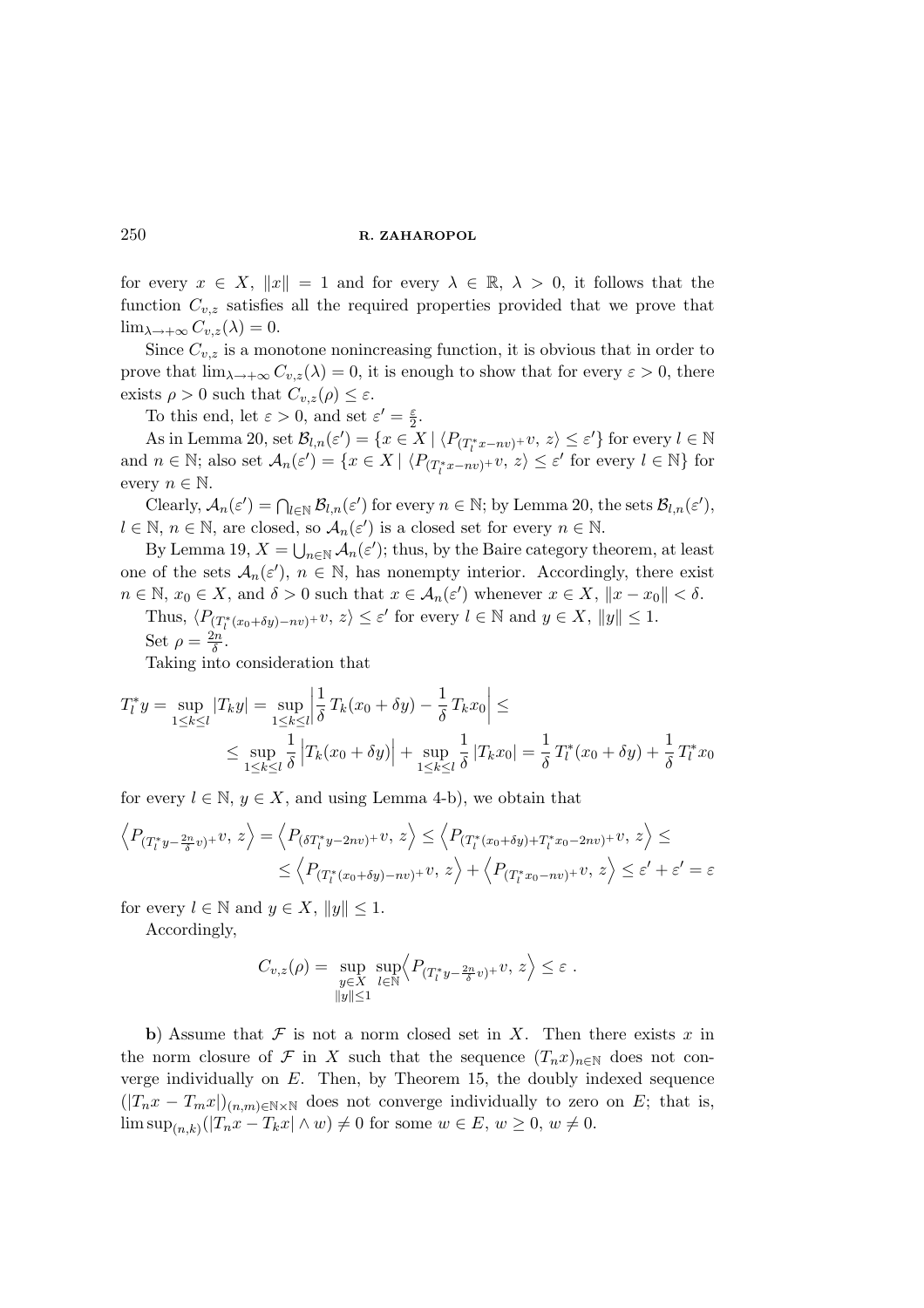for every $x \in X$, $\|x\| = 1$ and for every $\lambda \in \mathbb{R}$, $\lambda > 0$, it follows that the function $C_{v,z}$ satisfies all the required properties provided that we prove that $\lim_{\lambda \to +\infty} C_{v,z}(\lambda) = 0$.

Since $C_{v,z}$ is a monotone nonincreasing function, it is obvious that in order to prove that $\lim_{\lambda \to +\infty} C_{v,z}(\lambda) = 0$, it is enough to show that for every $\varepsilon > 0$, there exists $\rho > 0$ such that $C_{v,z}(\rho) \leq \varepsilon$.

To this end, let $\varepsilon > 0$, and set $\varepsilon' = \frac{\varepsilon}{2}$.

As in Lemma 20, set $\mathcal{B}_{l,n}(\varepsilon') = \{x \in X \mid \langle P_{(T_l^* x - nv)^+} v,\, z\rangle \leq \varepsilon'\}$ for every $l \in \mathbb{N}$ and $n \in \mathbb{N}$; also set $\mathcal{A}_n(\varepsilon') = \{x \in X \mid \langle P_{(T_l^* x - nv)^+} v,\, z\rangle \leq \varepsilon'$ for every $l \in \mathbb{N}\}$ for every $n \in \mathbb{N}$.

Clearly, $\mathcal{A}_n(\varepsilon') = \bigcap_{l \in \mathbb{N}} \mathcal{B}_{l,n}(\varepsilon')$ for every $n \in \mathbb{N}$; by Lemma 20, the sets $\mathcal{B}_{l,n}(\varepsilon')$, $l \in \mathbb{N}$, $n \in \mathbb{N}$, are closed, so $\mathcal{A}_n(\varepsilon')$ is a closed set for every $n \in \mathbb{N}$.

By Lemma 19, $X = \bigcup_{n \in \mathbb{N}} \mathcal{A}_n(\varepsilon')$; thus, by the Baire category theorem, at least one of the sets $\mathcal{A}_n(\varepsilon')$, $n \in \mathbb{N}$, has nonempty interior. Accordingly, there exist $n \in \mathbb{N}$, $x_0 \in X$, and $\delta > 0$ such that $x \in \mathcal{A}_n(\varepsilon')$ whenever $x \in X$, $\|x - x_0\| < \delta$.

Thus, $\langle P_{(T_l^*(x_0 + \delta y) - nv)^+} v,\, z\rangle \leq \varepsilon'$ for every $l \in \mathbb{N}$ and $y \in X$, $\|y\| \leq 1$.

Set $\rho = \frac{2n}{\delta}$.

Taking into consideration that

$$
\begin{aligned}
T_l^* y = \sup_{1 \leq k \leq l} |T_k y| &= \sup_{1 \leq k \leq l} \left| \frac{1}{\delta}\, T_k(x_0 + \delta y) - \frac{1}{\delta}\, T_k x_0 \right| \leq \\
&\leq \sup_{1 \leq k \leq l} \frac{1}{\delta} \left| T_k(x_0 + \delta y) \right| + \sup_{1 \leq k \leq l} \frac{1}{\delta} \left| T_k x_0 \right| = \frac{1}{\delta}\, T_l^*(x_0 + \delta y) + \frac{1}{\delta}\, T_l^* x_0
\end{aligned}
$$

for every $l \in \mathbb{N}$, $y \in X$, and using Lemma 4-b), we obtain that

$$
\begin{aligned}
\left\langle P_{(T_l^* y - \frac{2n}{\delta} v)^+} v,\, z \right\rangle &= \left\langle P_{(\delta T_l^* y - 2nv)^+} v,\, z \right\rangle \leq \left\langle P_{(T_l^*(x_0 + \delta y) + T_l^* x_0 - 2nv)^+} v,\, z \right\rangle \leq \\
&\leq \left\langle P_{(T_l^*(x_0 + \delta y) - nv)^+} v,\, z \right\rangle + \left\langle P_{(T_l^* x_0 - nv)^+} v,\, z \right\rangle \leq \varepsilon' + \varepsilon' = \varepsilon
\end{aligned}
$$

for every $l \in \mathbb{N}$ and $y \in X$, $\|y\| \leq 1$.

Accordingly,

$$
C_{v,z}(\rho) = \sup_{\substack{y \in X \\ \|y\| \leq 1}} \sup_{l \in \mathbb{N}} \left\langle P_{(T_l^* y - \frac{2n}{\delta} v)^+} v,\, z \right\rangle \leq \varepsilon\ .
$$

**b**) Assume that $\mathcal{F}$ is not a norm closed set in $X$. Then there exists $x$ in the norm closure of $\mathcal{F}$ in $X$ such that the sequence $(T_n x)_{n \in \mathbb{N}}$ does not converge individually on $E$. Then, by Theorem 15, the doubly indexed sequence $(|T_n x - T_m x|)_{(n,m) \in \mathbb{N} \times \mathbb{N}}$ does not converge individually to zero on $E$; that is, $\limsup_{(n,k)} (|T_n x - T_k x| \wedge w) \neq 0$ for some $w \in E$, $w \geq 0$, $w \neq 0$.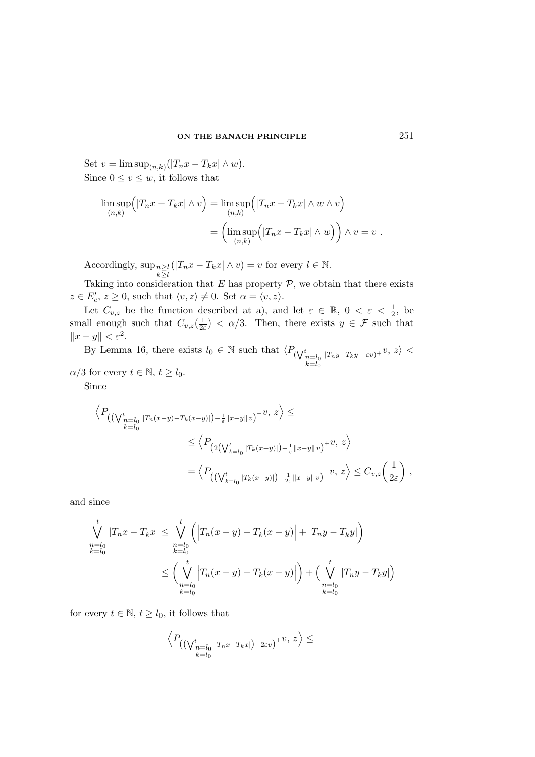Set $v = \limsup_{(n,k)}(|T_n x - T_k x| \wedge w)$.

Since $0 \le v \le w$, it follows that

$$\begin{aligned}
\limsup_{(n,k)}\Big(|T_n x - T_k x| \wedge v\Big) &= \limsup_{(n,k)}\Big(|T_n x - T_k x| \wedge w \wedge v\Big) \\
&= \Big(\limsup_{(n,k)}\Big(|T_n x - T_k x| \wedge w\Big)\Big) \wedge v = v \ .
\end{aligned}$$

Accordingly, $\sup_{\substack{n\ge l\\ k\ge l}}(|T_n x - T_k x| \wedge v) = v$ for every $l \in \mathbb{N}$.

Taking into consideration that $E$ has property $\mathcal{P}$, we obtain that there exists $z \in E'_c$, $z \ge 0$, such that $\langle v, z\rangle \neq 0$. Set $\alpha = \langle v, z\rangle$.

Let $C_{v,z}$ be the function described at a), and let $\varepsilon \in \mathbb{R}$, $0 < \varepsilon < \frac{1}{2}$, be small enough such that $C_{v,z}(\frac{1}{2\varepsilon}) < \alpha/3$. Then, there exists $y \in \mathcal{F}$ such that $\|x - y\| < \varepsilon^2$.

By Lemma 16, there exists $l_0 \in \mathbb{N}$ such that $\langle P_{(\bigvee_{\substack{n=l_0\\ k=l_0}}^{t} |T_n y - T_k y| - \varepsilon v)^+} v, z\rangle < \alpha/3$ for every $t \in \mathbb{N}$, $t \ge l_0$.

Since

$$\begin{aligned}
&\Big\langle P_{\left(\left(\bigvee_{\substack{n=l_0\\ k=l_0}}^{t} |T_n(x-y) - T_k(x-y)|\right) - \frac{1}{\varepsilon}\|x-y\|\, v\right)^+} v,\, z\Big\rangle \le \\
&\qquad \le \Big\langle P_{\left(2\left(\bigvee_{k=l_0}^{t} |T_k(x-y)|\right) - \frac{1}{\varepsilon}\|x-y\|\, v\right)^+} v,\, z\Big\rangle \\
&\qquad = \Big\langle P_{\left(\left(\bigvee_{k=l_0}^{t} |T_k(x-y)|\right) - \frac{1}{2\varepsilon}\|x-y\|\, v\right)^+} v,\, z\Big\rangle \le C_{v,z}\Big(\frac{1}{2\varepsilon}\Big) \ ,
\end{aligned}$$

and since

$$\begin{aligned}
\bigvee_{\substack{n=l_0\\ k=l_0}}^{t} |T_n x - T_k x| &\le \bigvee_{\substack{n=l_0\\ k=l_0}}^{t} \Big(\Big|T_n(x-y) - T_k(x-y)\Big| + |T_n y - T_k y|\Big) \\
&\le \Big(\bigvee_{\substack{n=l_0\\ k=l_0}}^{t} \Big|T_n(x-y) - T_k(x-y)\Big|\Big) + \Big(\bigvee_{\substack{n=l_0\\ k=l_0}}^{t} |T_n y - T_k y|\Big)
\end{aligned}$$

for every $t \in \mathbb{N}$, $t \ge l_0$, it follows that

$$\Big\langle P_{\left(\left(\bigvee_{\substack{n=l_0\\ k=l_0}}^{t} |T_n x - T_k x|\right) - 2\varepsilon v\right)^+} v,\, z\Big\rangle \le$$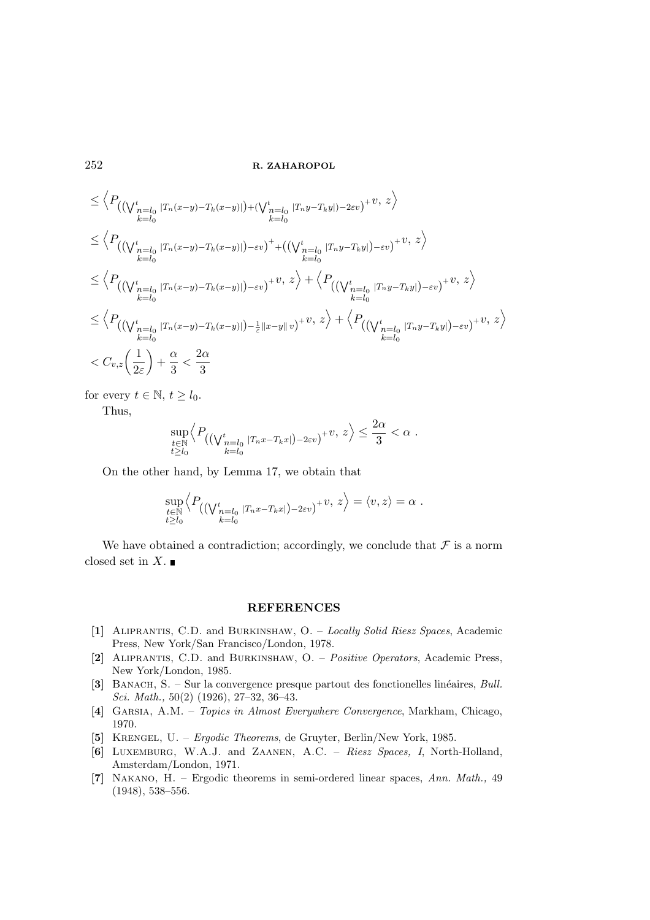$$
\begin{aligned}
&\leq \Big\langle P_{\left(\left(\bigvee_{\substack{n=l_0\\k=l_0}}^{t} |T_n(x-y)-T_k(x-y)|\right)+\left(\bigvee_{\substack{n=l_0\\k=l_0}}^{t} |T_ny-T_ky|\right)-2\varepsilon v\right)^+} v,\, z \Big\rangle \\
&\leq \Big\langle P_{\left(\left(\bigvee_{\substack{n=l_0\\k=l_0}}^{t} |T_n(x-y)-T_k(x-y)|\right)-\varepsilon v\right)^+ + \left(\left(\bigvee_{\substack{n=l_0\\k=l_0}}^{t} |T_ny-T_ky|\right)-\varepsilon v\right)^+} v,\, z \Big\rangle \\
&\leq \Big\langle P_{\left(\left(\bigvee_{\substack{n=l_0\\k=l_0}}^{t} |T_n(x-y)-T_k(x-y)|\right)-\varepsilon v\right)^+} v,\, z \Big\rangle + \Big\langle P_{\left(\left(\bigvee_{\substack{n=l_0\\k=l_0}}^{t} |T_ny-T_ky|\right)-\varepsilon v\right)^+} v,\, z \Big\rangle \\
&\leq \Big\langle P_{\left(\left(\bigvee_{\substack{n=l_0\\k=l_0}}^{t} |T_n(x-y)-T_k(x-y)|\right)-\frac{1}{\varepsilon}\|x-y\|\, v\right)^+} v,\, z \Big\rangle + \Big\langle P_{\left(\left(\bigvee_{\substack{n=l_0\\k=l_0}}^{t} |T_ny-T_ky|\right)-\varepsilon v\right)^+} v,\, z \Big\rangle \\
&< C_{v,z}\left(\frac{1}{2\varepsilon}\right) + \frac{\alpha}{3} < \frac{2\alpha}{3}
\end{aligned}
$$

for every $t \in \mathbb{N}$, $t \geq l_0$.

Thus,

$$
\sup_{\substack{t\in\mathbb{N}\\t\geq l_0}} \Big\langle P_{\left(\left(\bigvee_{\substack{n=l_0\\k=l_0}}^{t} |T_nx-T_kx|\right)-2\varepsilon v\right)^+} v,\, z \Big\rangle \leq \frac{2\alpha}{3} < \alpha \;.
$$

On the other hand, by Lemma 17, we obtain that

$$
\sup_{\substack{t\in\mathbb{N}\\t\geq l_0}} \Big\langle P_{\left(\left(\bigvee_{\substack{n=l_0\\k=l_0}}^{t} |T_nx-T_kx|\right)-2\varepsilon v\right)^+} v,\, z \Big\rangle = \langle v, z\rangle = \alpha \;.
$$

We have obtained a contradiction; accordingly, we conclude that $\mathcal{F}$ is a norm closed set in $X$. ∎

## REFERENCES

**[1]** Aliprantis, C.D. and Burkinshaw, O. – *Locally Solid Riesz Spaces*, Academic Press, New York/San Francisco/London, 1978.

**[2]** Aliprantis, C.D. and Burkinshaw, O. – *Positive Operators*, Academic Press, New York/London, 1985.

**[3]** Banach, S. – Sur la convergence presque partout des fonctionelles linéaires, *Bull. Sci. Math.,* 50(2) (1926), 27–32, 36–43.

**[4]** Garsia, A.M. – *Topics in Almost Everywhere Convergence*, Markham, Chicago, 1970.

**[5]** Krengel, U. – *Ergodic Theorems*, de Gruyter, Berlin/New York, 1985.

**[6]** Luxemburg, W.A.J. and Zaanen, A.C. – *Riesz Spaces, I*, North-Holland, Amsterdam/London, 1971.

**[7]** Nakano, H. – Ergodic theorems in semi-ordered linear spaces, *Ann. Math.,* 49 (1948), 538–556.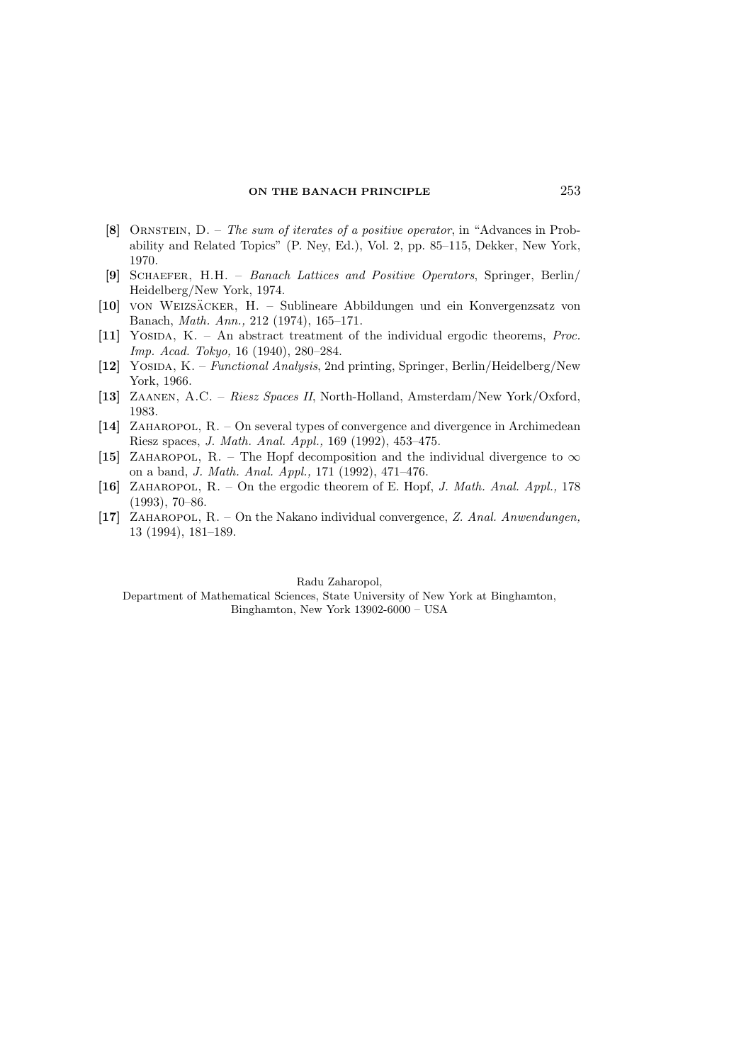[8] Ornstein, D. – *The sum of iterates of a positive operator*, in "Advances in Probability and Related Topics" (P. Ney, Ed.), Vol. 2, pp. 85–115, Dekker, New York, 1970.

[9] Schaefer, H.H. – *Banach Lattices and Positive Operators*, Springer, Berlin/Heidelberg/New York, 1974.

[10] von Weizsäcker, H. – Sublineare Abbildungen und ein Konvergenzsatz von Banach, *Math. Ann.,* 212 (1974), 165–171.

[11] Yosida, K. – An abstract treatment of the individual ergodic theorems, *Proc. Imp. Acad. Tokyo,* 16 (1940), 280–284.

[12] Yosida, K. – *Functional Analysis*, 2nd printing, Springer, Berlin/Heidelberg/New York, 1966.

[13] Zaanen, A.C. – *Riesz Spaces II*, North-Holland, Amsterdam/New York/Oxford, 1983.

[14] Zaharopol, R. – On several types of convergence and divergence in Archimedean Riesz spaces, *J. Math. Anal. Appl.,* 169 (1992), 453–475.

[15] Zaharopol, R. – The Hopf decomposition and the individual divergence to $\infty$ on a band, *J. Math. Anal. Appl.,* 171 (1992), 471–476.

[16] Zaharopol, R. – On the ergodic theorem of E. Hopf, *J. Math. Anal. Appl.,* 178 (1993), 70–86.

[17] Zaharopol, R. – On the Nakano individual convergence, *Z. Anal. Anwendungen,* 13 (1994), 181–189.

Radu Zaharopol,
Department of Mathematical Sciences, State University of New York at Binghamton,
Binghamton, New York 13902-6000 – USA